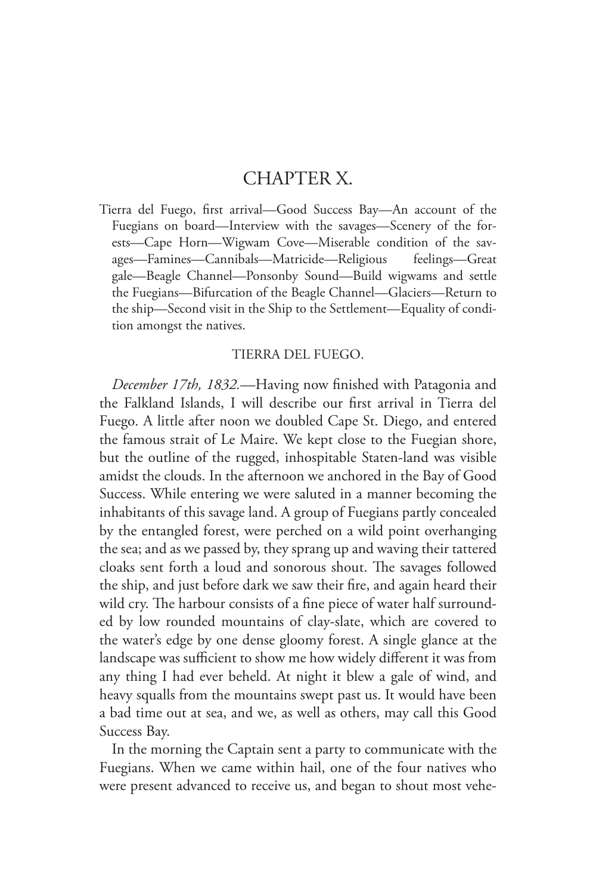# CHAPTER X.

Tierra del Fuego, first arrival—Good Success Bay—An account of the Fuegians on board—Interview with the savages—Scenery of the forests—Cape Horn—Wigwam Cove—Miserable condition of the savages—Famines—Cannibals—Matricide—Religious feelings—Great gale—Beagle Channel—Ponsonby Sound—Build wigwams and settle the Fuegians—Bifurcation of the Beagle Channel—Glaciers—Return to the ship—Second visit in the Ship to the Settlement—Equality of condition amongst the natives.

## TIERRA DEL FUEGO.

*December 17th, 1832.*—Having now finished with Patagonia and the Falkland Islands, I will describe our first arrival in Tierra del Fuego. A little after noon we doubled Cape St. Diego, and entered the famous strait of Le Maire. We kept close to the Fuegian shore, but the outline of the rugged, inhospitable Staten-land was visible amidst the clouds. In the afternoon we anchored in the Bay of Good Success. While entering we were saluted in a manner becoming the inhabitants of this savage land. A group of Fuegians partly concealed by the entangled forest, were perched on a wild point overhanging the sea; and as we passed by, they sprang up and waving their tattered cloaks sent forth a loud and sonorous shout. The savages followed the ship, and just before dark we saw their fire, and again heard their wild cry. The harbour consists of a fine piece of water half surrounded by low rounded mountains of clay-slate, which are covered to the water's edge by one dense gloomy forest. A single glance at the landscape was sufficient to show me how widely different it was from any thing I had ever beheld. At night it blew a gale of wind, and heavy squalls from the mountains swept past us. It would have been a bad time out at sea, and we, as well as others, may call this Good Success Bay.

In the morning the Captain sent a party to communicate with the Fuegians. When we came within hail, one of the four natives who were present advanced to receive us, and began to shout most vehe-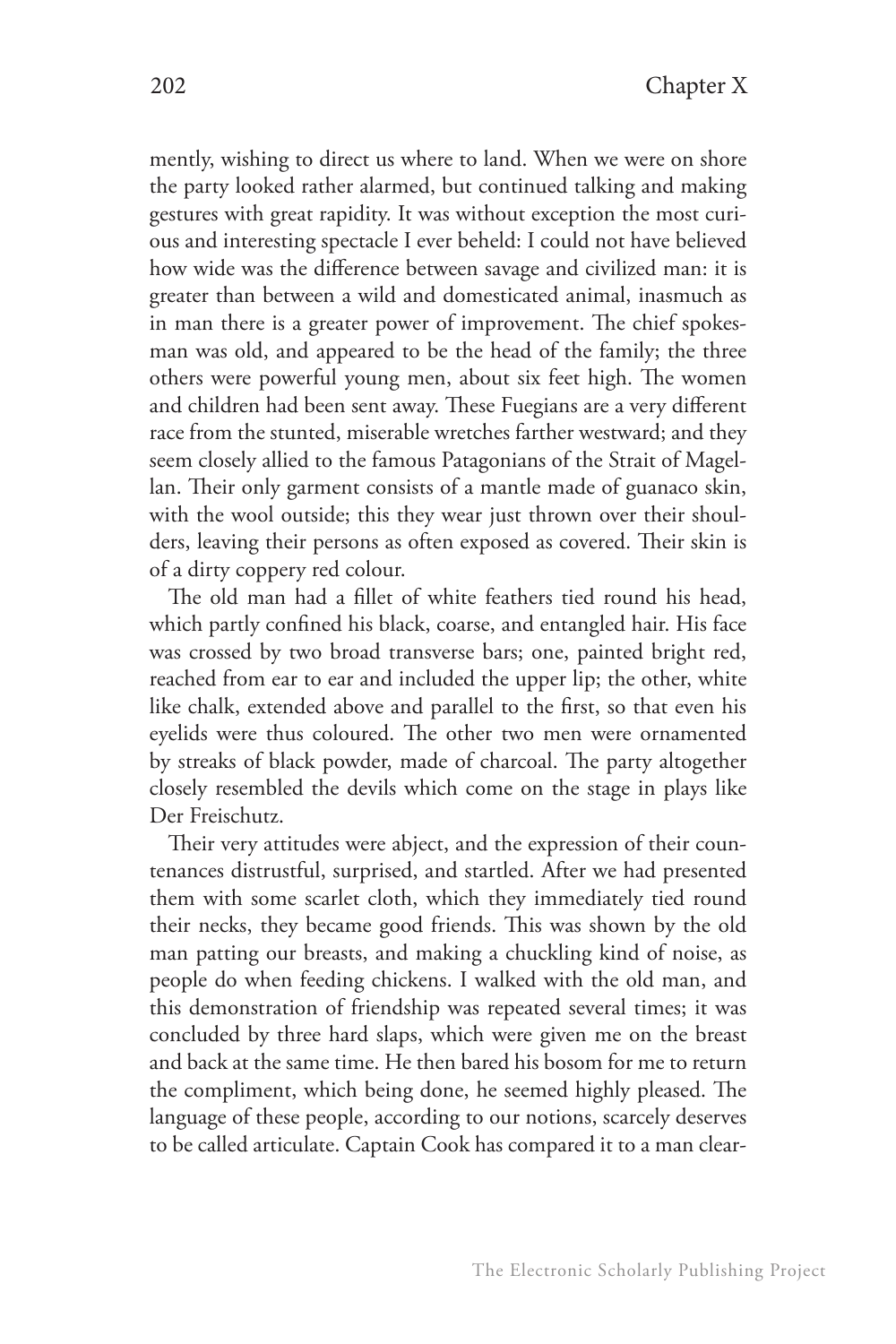mently, wishing to direct us where to land. When we were on shore the party looked rather alarmed, but continued talking and making gestures with great rapidity. It was without exception the most curious and interesting spectacle I ever beheld: I could not have believed how wide was the difference between savage and civilized man: it is greater than between a wild and domesticated animal, inasmuch as in man there is a greater power of improvement. The chief spokesman was old, and appeared to be the head of the family; the three others were powerful young men, about six feet high. The women and children had been sent away. These Fuegians are a very different race from the stunted, miserable wretches farther westward; and they seem closely allied to the famous Patagonians of the Strait of Magellan. Their only garment consists of a mantle made of guanaco skin, with the wool outside; this they wear just thrown over their shoulders, leaving their persons as often exposed as covered. Their skin is of a dirty coppery red colour.

The old man had a fillet of white feathers tied round his head, which partly confined his black, coarse, and entangled hair. His face was crossed by two broad transverse bars; one, painted bright red, reached from ear to ear and included the upper lip; the other, white like chalk, extended above and parallel to the first, so that even his eyelids were thus coloured. The other two men were ornamented by streaks of black powder, made of charcoal. The party altogether closely resembled the devils which come on the stage in plays like Der Freischutz.

Their very attitudes were abject, and the expression of their countenances distrustful, surprised, and startled. After we had presented them with some scarlet cloth, which they immediately tied round their necks, they became good friends. This was shown by the old man patting our breasts, and making a chuckling kind of noise, as people do when feeding chickens. I walked with the old man, and this demonstration of friendship was repeated several times; it was concluded by three hard slaps, which were given me on the breast and back at the same time. He then bared his bosom for me to return the compliment, which being done, he seemed highly pleased. The language of these people, according to our notions, scarcely deserves to be called articulate. Captain Cook has compared it to a man clear-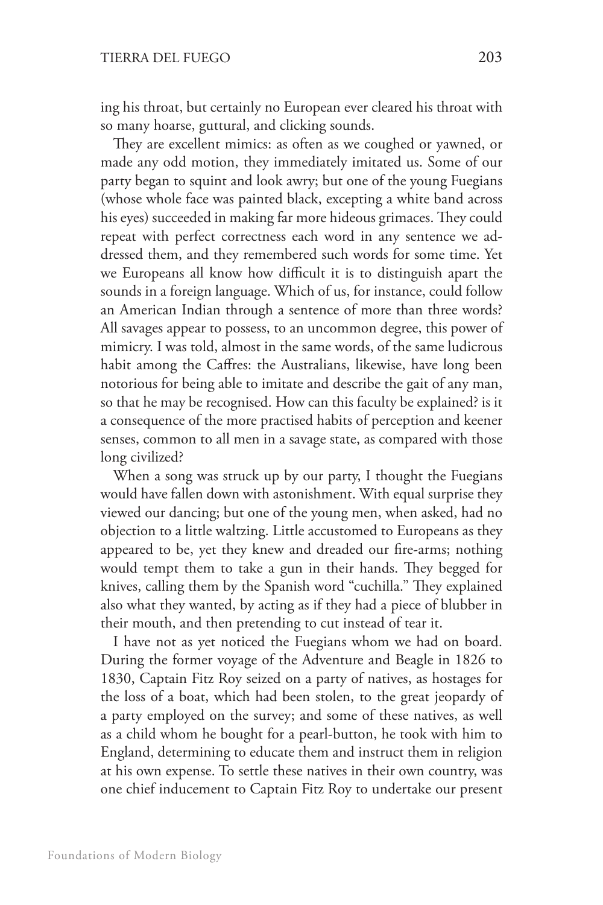ing his throat, but certainly no European ever cleared his throat with so many hoarse, guttural, and clicking sounds.

They are excellent mimics: as often as we coughed or yawned, or made any odd motion, they immediately imitated us. Some of our party began to squint and look awry; but one of the young Fuegians (whose whole face was painted black, excepting a white band across his eyes) succeeded in making far more hideous grimaces. They could repeat with perfect correctness each word in any sentence we addressed them, and they remembered such words for some time. Yet we Europeans all know how difficult it is to distinguish apart the sounds in a foreign language. Which of us, for instance, could follow an American Indian through a sentence of more than three words? All savages appear to possess, to an uncommon degree, this power of mimicry. I was told, almost in the same words, of the same ludicrous habit among the Caffres: the Australians, likewise, have long been notorious for being able to imitate and describe the gait of any man, so that he may be recognised. How can this faculty be explained? is it a consequence of the more practised habits of perception and keener senses, common to all men in a savage state, as compared with those long civilized?

When a song was struck up by our party, I thought the Fuegians would have fallen down with astonishment. With equal surprise they viewed our dancing; but one of the young men, when asked, had no objection to a little waltzing. Little accustomed to Europeans as they appeared to be, yet they knew and dreaded our fire-arms; nothing would tempt them to take a gun in their hands. They begged for knives, calling them by the Spanish word "cuchilla." They explained also what they wanted, by acting as if they had a piece of blubber in their mouth, and then pretending to cut instead of tear it.

I have not as yet noticed the Fuegians whom we had on board. During the former voyage of the Adventure and Beagle in 1826 to 1830, Captain Fitz Roy seized on a party of natives, as hostages for the loss of a boat, which had been stolen, to the great jeopardy of a party employed on the survey; and some of these natives, as well as a child whom he bought for a pearl-button, he took with him to England, determining to educate them and instruct them in religion at his own expense. To settle these natives in their own country, was one chief inducement to Captain Fitz Roy to undertake our present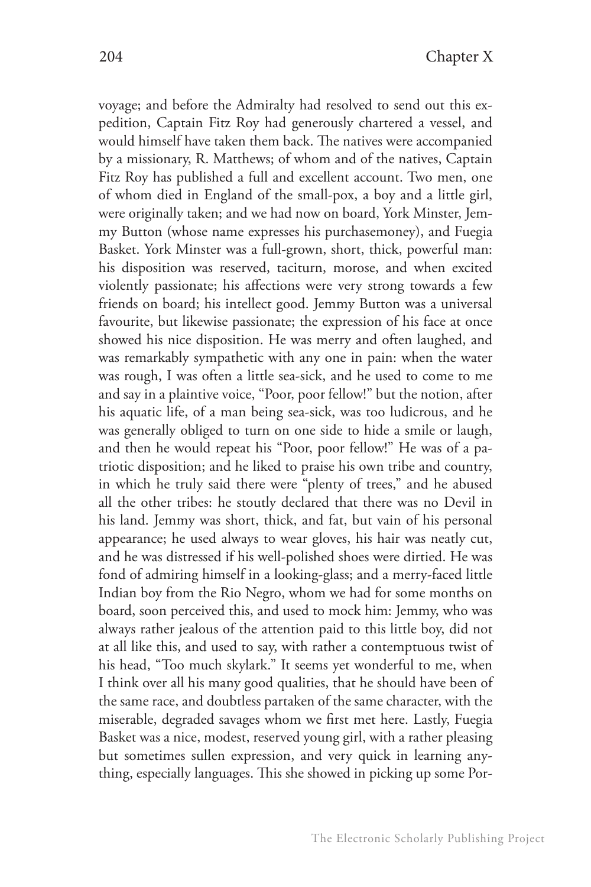voyage; and before the Admiralty had resolved to send out this expedition, Captain Fitz Roy had generously chartered a vessel, and would himself have taken them back. The natives were accompanied by a missionary, R. Matthews; of whom and of the natives, Captain Fitz Roy has published a full and excellent account. Two men, one of whom died in England of the small-pox, a boy and a little girl, were originally taken; and we had now on board, York Minster, Jemmy Button (whose name expresses his purchasemoney), and Fuegia Basket. York Minster was a full-grown, short, thick, powerful man: his disposition was reserved, taciturn, morose, and when excited violently passionate; his affections were very strong towards a few friends on board; his intellect good. Jemmy Button was a universal favourite, but likewise passionate; the expression of his face at once showed his nice disposition. He was merry and often laughed, and was remarkably sympathetic with any one in pain: when the water was rough, I was often a little sea-sick, and he used to come to me and say in a plaintive voice, "Poor, poor fellow!" but the notion, after his aquatic life, of a man being sea-sick, was too ludicrous, and he was generally obliged to turn on one side to hide a smile or laugh, and then he would repeat his "Poor, poor fellow!" He was of a patriotic disposition; and he liked to praise his own tribe and country, in which he truly said there were "plenty of trees," and he abused all the other tribes: he stoutly declared that there was no Devil in his land. Jemmy was short, thick, and fat, but vain of his personal appearance; he used always to wear gloves, his hair was neatly cut, and he was distressed if his well-polished shoes were dirtied. He was fond of admiring himself in a looking-glass; and a merry-faced little Indian boy from the Rio Negro, whom we had for some months on board, soon perceived this, and used to mock him: Jemmy, who was always rather jealous of the attention paid to this little boy, did not at all like this, and used to say, with rather a contemptuous twist of his head, "Too much skylark." It seems yet wonderful to me, when I think over all his many good qualities, that he should have been of the same race, and doubtless partaken of the same character, with the miserable, degraded savages whom we first met here. Lastly, Fuegia Basket was a nice, modest, reserved young girl, with a rather pleasing but sometimes sullen expression, and very quick in learning anything, especially languages. This she showed in picking up some Por-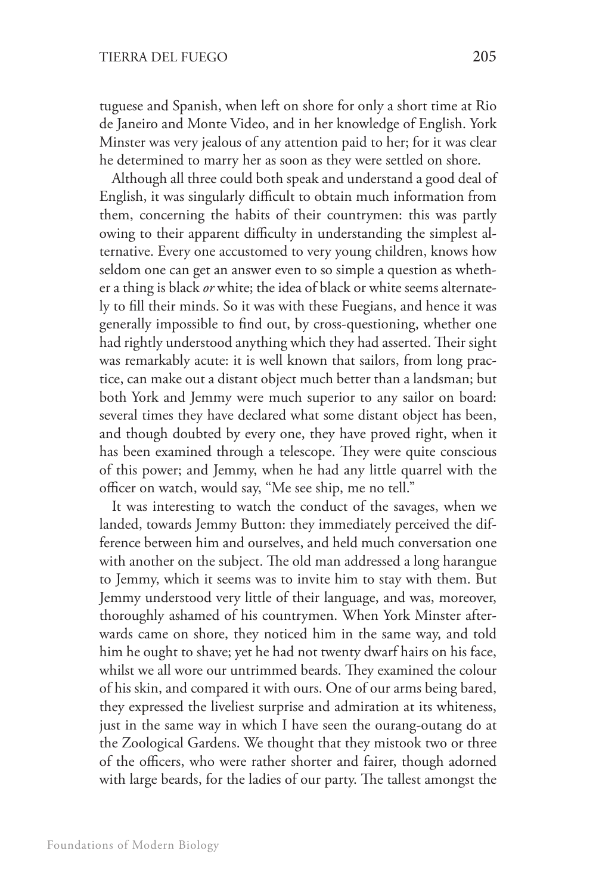tuguese and Spanish, when left on shore for only a short time at Rio de Janeiro and Monte Video, and in her knowledge of English. York Minster was very jealous of any attention paid to her; for it was clear he determined to marry her as soon as they were settled on shore.

Although all three could both speak and understand a good deal of English, it was singularly difficult to obtain much information from them, concerning the habits of their countrymen: this was partly owing to their apparent difficulty in understanding the simplest alternative. Every one accustomed to very young children, knows how seldom one can get an answer even to so simple a question as whether a thing is black *or* white; the idea of black or white seems alternately to fill their minds. So it was with these Fuegians, and hence it was generally impossible to find out, by cross-questioning, whether one had rightly understood anything which they had asserted. Their sight was remarkably acute: it is well known that sailors, from long practice, can make out a distant object much better than a landsman; but both York and Jemmy were much superior to any sailor on board: several times they have declared what some distant object has been, and though doubted by every one, they have proved right, when it has been examined through a telescope. They were quite conscious of this power; and Jemmy, when he had any little quarrel with the officer on watch, would say, "Me see ship, me no tell."

It was interesting to watch the conduct of the savages, when we landed, towards Jemmy Button: they immediately perceived the difference between him and ourselves, and held much conversation one with another on the subject. The old man addressed a long harangue to Jemmy, which it seems was to invite him to stay with them. But Jemmy understood very little of their language, and was, moreover, thoroughly ashamed of his countrymen. When York Minster afterwards came on shore, they noticed him in the same way, and told him he ought to shave; yet he had not twenty dwarf hairs on his face, whilst we all wore our untrimmed beards. They examined the colour of his skin, and compared it with ours. One of our arms being bared, they expressed the liveliest surprise and admiration at its whiteness, just in the same way in which I have seen the ourang-outang do at the Zoological Gardens. We thought that they mistook two or three of the officers, who were rather shorter and fairer, though adorned with large beards, for the ladies of our party. The tallest amongst the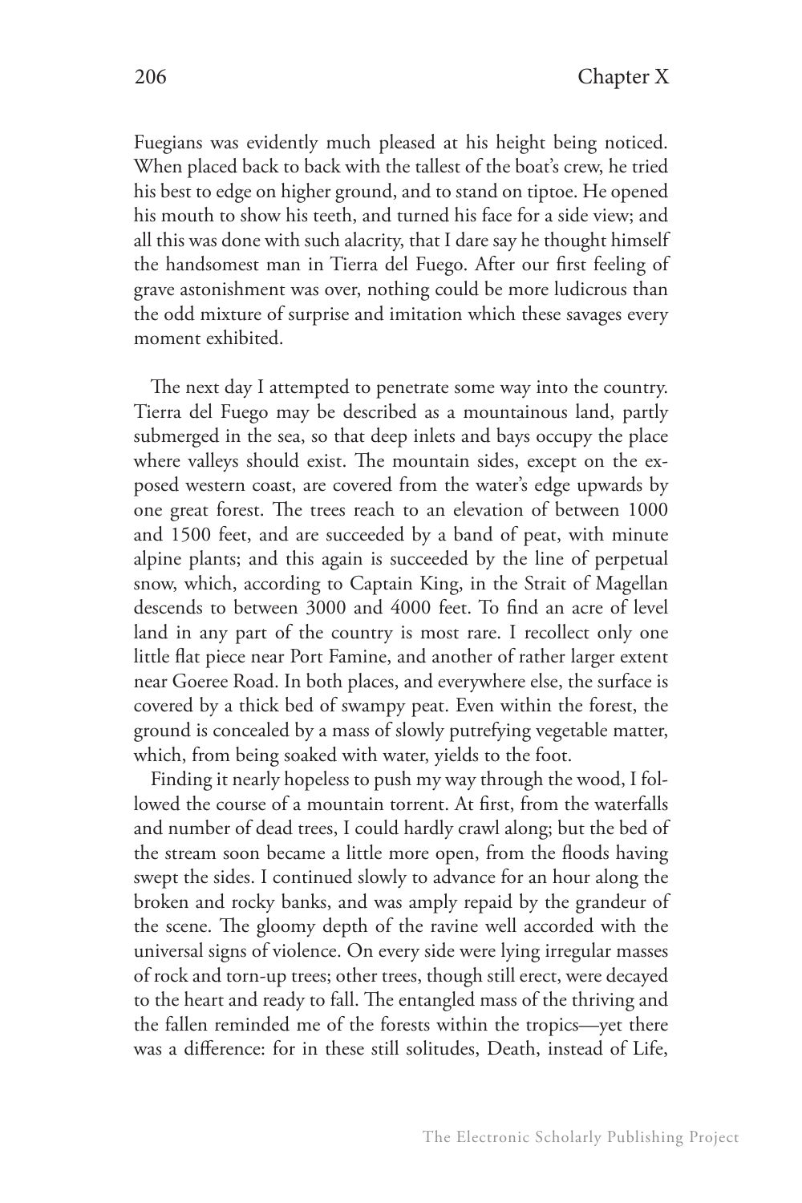Fuegians was evidently much pleased at his height being noticed. When placed back to back with the tallest of the boat's crew, he tried his best to edge on higher ground, and to stand on tiptoe. He opened his mouth to show his teeth, and turned his face for a side view; and all this was done with such alacrity, that I dare say he thought himself the handsomest man in Tierra del Fuego. After our first feeling of grave astonishment was over, nothing could be more ludicrous than the odd mixture of surprise and imitation which these savages every moment exhibited.

The next day I attempted to penetrate some way into the country. Tierra del Fuego may be described as a mountainous land, partly submerged in the sea, so that deep inlets and bays occupy the place where valleys should exist. The mountain sides, except on the exposed western coast, are covered from the water's edge upwards by one great forest. The trees reach to an elevation of between 1000 and 1500 feet, and are succeeded by a band of peat, with minute alpine plants; and this again is succeeded by the line of perpetual snow, which, according to Captain King, in the Strait of Magellan descends to between 3000 and 4000 feet. To find an acre of level land in any part of the country is most rare. I recollect only one little flat piece near Port Famine, and another of rather larger extent near Goeree Road. In both places, and everywhere else, the surface is covered by a thick bed of swampy peat. Even within the forest, the ground is concealed by a mass of slowly putrefying vegetable matter, which, from being soaked with water, yields to the foot.

Finding it nearly hopeless to push my way through the wood, I followed the course of a mountain torrent. At first, from the waterfalls and number of dead trees, I could hardly crawl along; but the bed of the stream soon became a little more open, from the floods having swept the sides. I continued slowly to advance for an hour along the broken and rocky banks, and was amply repaid by the grandeur of the scene. The gloomy depth of the ravine well accorded with the universal signs of violence. On every side were lying irregular masses of rock and torn-up trees; other trees, though still erect, were decayed to the heart and ready to fall. The entangled mass of the thriving and the fallen reminded me of the forests within the tropics—yet there was a difference: for in these still solitudes, Death, instead of Life,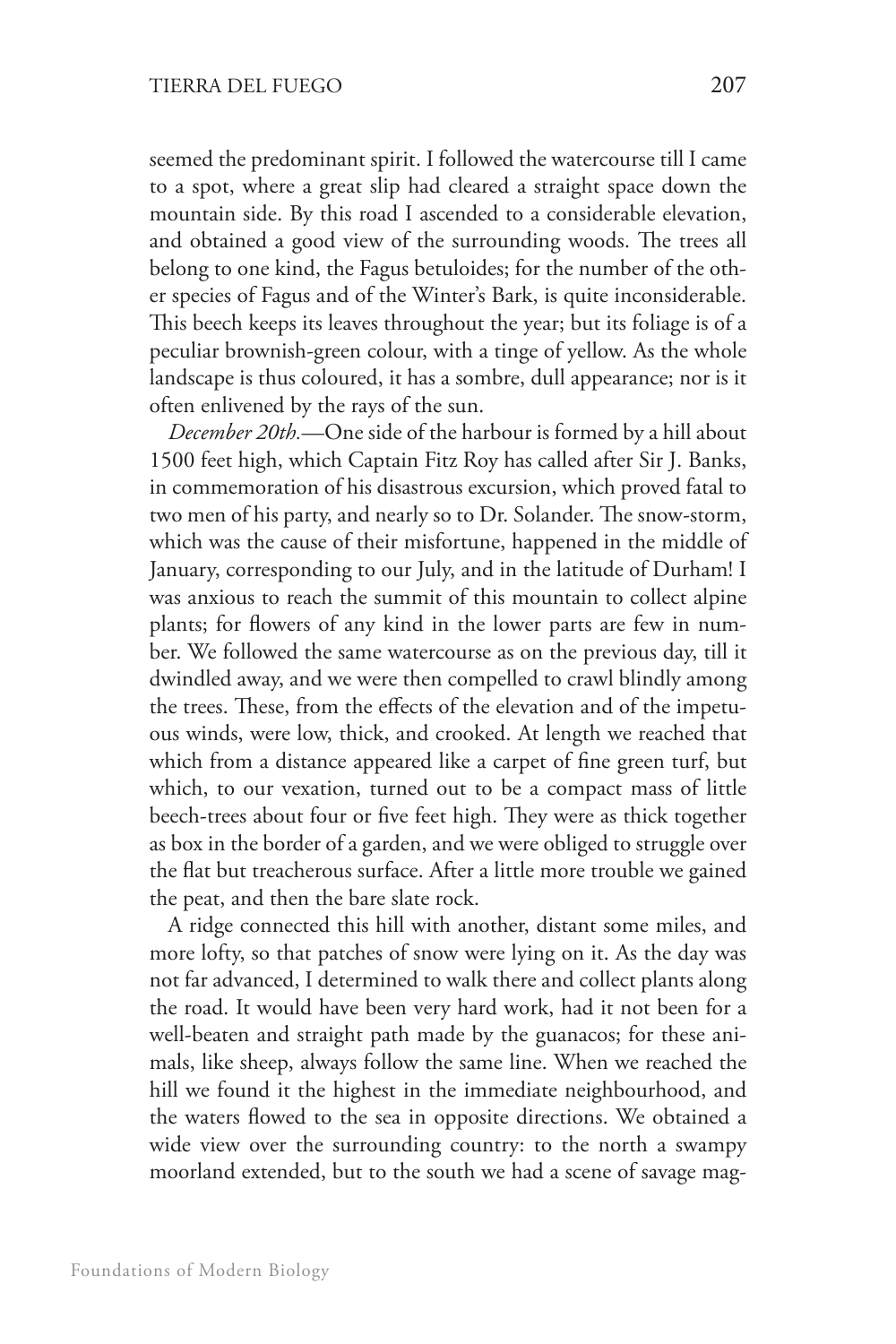seemed the predominant spirit. I followed the watercourse till I came to a spot, where a great slip had cleared a straight space down the mountain side. By this road I ascended to a considerable elevation, and obtained a good view of the surrounding woods. The trees all belong to one kind, the Fagus betuloides; for the number of the other species of Fagus and of the Winter's Bark, is quite inconsiderable. This beech keeps its leaves throughout the year; but its foliage is of a peculiar brownish-green colour, with a tinge of yellow. As the whole landscape is thus coloured, it has a sombre, dull appearance; nor is it often enlivened by the rays of the sun.

*December 20th.*—One side of the harbour is formed by a hill about 1500 feet high, which Captain Fitz Roy has called after Sir J. Banks, in commemoration of his disastrous excursion, which proved fatal to two men of his party, and nearly so to Dr. Solander. The snow-storm, which was the cause of their misfortune, happened in the middle of January, corresponding to our July, and in the latitude of Durham! I was anxious to reach the summit of this mountain to collect alpine plants; for flowers of any kind in the lower parts are few in number. We followed the same watercourse as on the previous day, till it dwindled away, and we were then compelled to crawl blindly among the trees. These, from the effects of the elevation and of the impetuous winds, were low, thick, and crooked. At length we reached that which from a distance appeared like a carpet of fine green turf, but which, to our vexation, turned out to be a compact mass of little beech-trees about four or five feet high. They were as thick together as box in the border of a garden, and we were obliged to struggle over the flat but treacherous surface. After a little more trouble we gained the peat, and then the bare slate rock.

A ridge connected this hill with another, distant some miles, and more lofty, so that patches of snow were lying on it. As the day was not far advanced, I determined to walk there and collect plants along the road. It would have been very hard work, had it not been for a well-beaten and straight path made by the guanacos; for these animals, like sheep, always follow the same line. When we reached the hill we found it the highest in the immediate neighbourhood, and the waters flowed to the sea in opposite directions. We obtained a wide view over the surrounding country: to the north a swampy moorland extended, but to the south we had a scene of savage mag-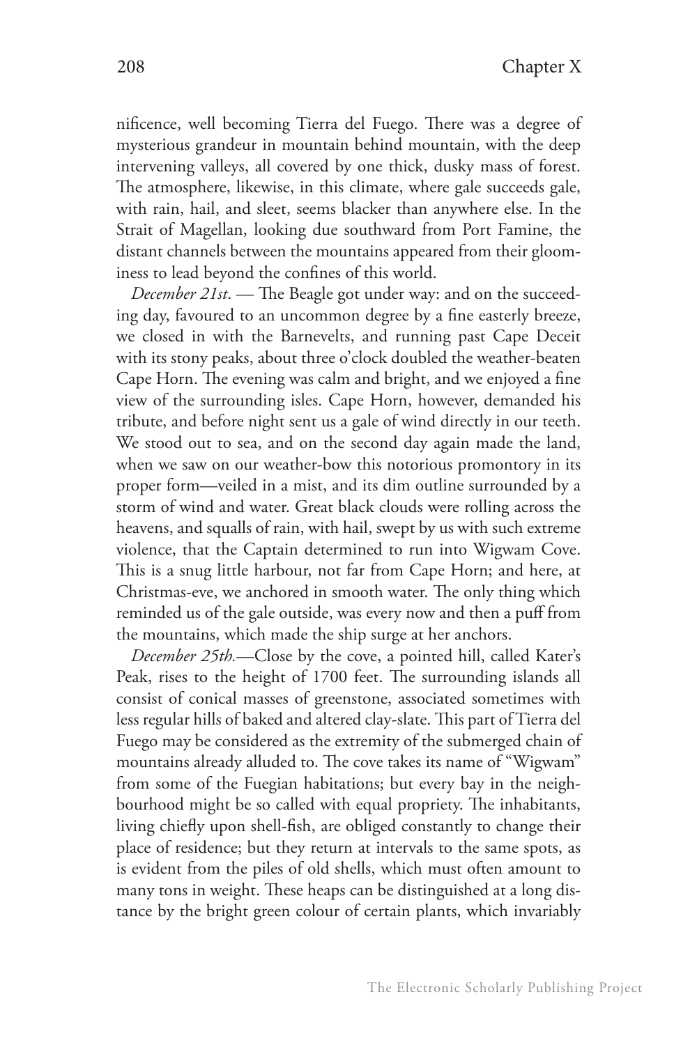nificence, well becoming Tierra del Fuego. There was a degree of mysterious grandeur in mountain behind mountain, with the deep intervening valleys, all covered by one thick, dusky mass of forest. The atmosphere, likewise, in this climate, where gale succeeds gale, with rain, hail, and sleet, seems blacker than anywhere else. In the Strait of Magellan, looking due southward from Port Famine, the distant channels between the mountains appeared from their gloominess to lead beyond the confines of this world.

*December 21st*. — The Beagle got under way: and on the succeeding day, favoured to an uncommon degree by a fine easterly breeze, we closed in with the Barnevelts, and running past Cape Deceit with its stony peaks, about three o'clock doubled the weather-beaten Cape Horn. The evening was calm and bright, and we enjoyed a fine view of the surrounding isles. Cape Horn, however, demanded his tribute, and before night sent us a gale of wind directly in our teeth. We stood out to sea, and on the second day again made the land, when we saw on our weather-bow this notorious promontory in its proper form—veiled in a mist, and its dim outline surrounded by a storm of wind and water. Great black clouds were rolling across the heavens, and squalls of rain, with hail, swept by us with such extreme violence, that the Captain determined to run into Wigwam Cove. This is a snug little harbour, not far from Cape Horn; and here, at Christmas-eve, we anchored in smooth water. The only thing which reminded us of the gale outside, was every now and then a puff from the mountains, which made the ship surge at her anchors.

*December 25th.*—Close by the cove, a pointed hill, called Kater's Peak, rises to the height of 1700 feet. The surrounding islands all consist of conical masses of greenstone, associated sometimes with less regular hills of baked and altered clay-slate. This part of Tierra del Fuego may be considered as the extremity of the submerged chain of mountains already alluded to. The cove takes its name of "Wigwam" from some of the Fuegian habitations; but every bay in the neighbourhood might be so called with equal propriety. The inhabitants, living chiefly upon shell-fish, are obliged constantly to change their place of residence; but they return at intervals to the same spots, as is evident from the piles of old shells, which must often amount to many tons in weight. These heaps can be distinguished at a long distance by the bright green colour of certain plants, which invariably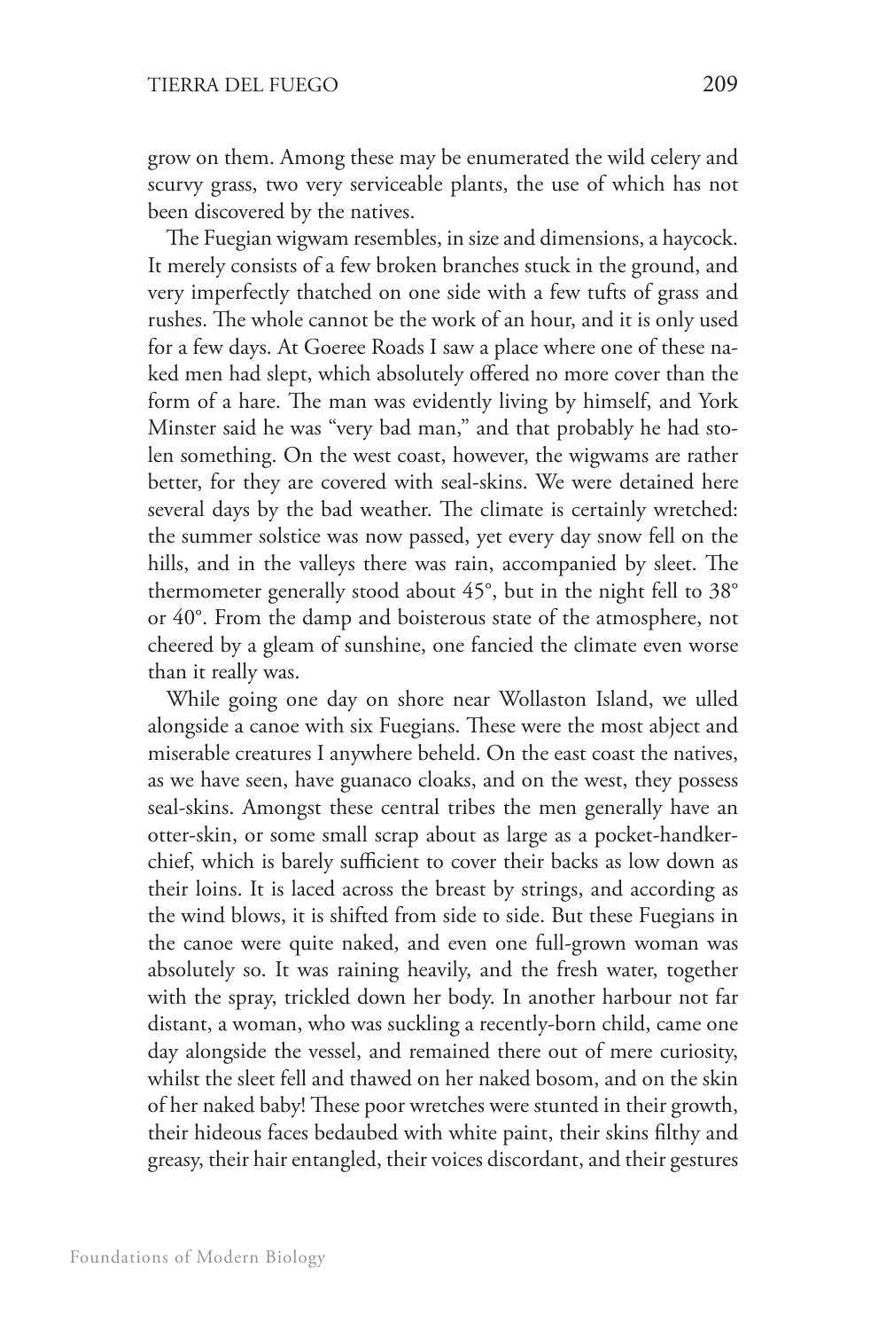grow on them. Among these may be enumerated the wild celery and scurvy grass, two very serviceable plants, the use of which has not been discovered by the natives.

The Fuegian wigwam resembles, in size and dimensions, a haycock. It merely consists of a few broken branches stuck in the ground, and very imperfectly thatched on one side with a few tufts of grass and rushes. The whole cannot be the work of an hour, and it is only used for a few days. At Goeree Roads I saw a place where one of these naked men had slept, which absolutely offered no more cover than the form of a hare. The man was evidently living by himself, and York Minster said he was "very bad man," and that probably he had stolen something. On the west coast, however, the wigwams are rather better, for they are covered with seal-skins. We were detained here several days by the bad weather. The climate is certainly wretched: the summer solstice was now passed, yet every day snow fell on the hills, and in the valleys there was rain, accompanied by sleet. The thermometer generally stood about 45°, but in the night fell to 38° or 40°. From the damp and boisterous state of the atmosphere, not cheered by a gleam of sunshine, one fancied the climate even worse than it really was.

While going one day on shore near Wollaston Island, we ulled alongside a canoe with six Fuegians. These were the most abject and miserable creatures I anywhere beheld. On the east coast the natives, as we have seen, have guanaco cloaks, and on the west, they possess seal-skins. Amongst these central tribes the men generally have an otter-skin, or some small scrap about as large as a pocket-handkerchief, which is barely sufficient to cover their backs as low down as their loins. It is laced across the breast by strings, and according as the wind blows, it is shifted from side to side. But these Fuegians in the canoe were quite naked, and even one full-grown woman was absolutely so. It was raining heavily, and the fresh water, together with the spray, trickled down her body. In another harbour not far distant, a woman, who was suckling a recently-born child, came one day alongside the vessel, and remained there out of mere curiosity, whilst the sleet fell and thawed on her naked bosom, and on the skin of her naked baby! These poor wretches were stunted in their growth, their hideous faces bedaubed with white paint, their skins filthy and greasy, their hair entangled, their voices discordant, and their gestures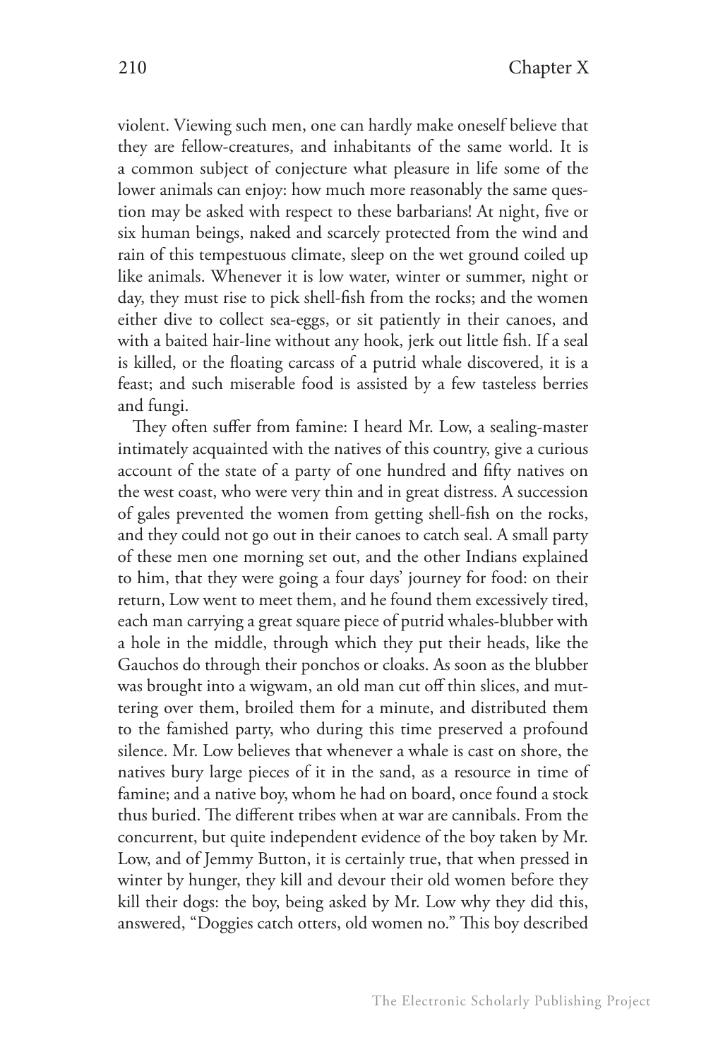violent. Viewing such men, one can hardly make oneself believe that they are fellow-creatures, and inhabitants of the same world. It is a common subject of conjecture what pleasure in life some of the lower animals can enjoy: how much more reasonably the same question may be asked with respect to these barbarians! At night, five or six human beings, naked and scarcely protected from the wind and rain of this tempestuous climate, sleep on the wet ground coiled up like animals. Whenever it is low water, winter or summer, night or day, they must rise to pick shell-fish from the rocks; and the women either dive to collect sea-eggs, or sit patiently in their canoes, and with a baited hair-line without any hook, jerk out little fish. If a seal is killed, or the floating carcass of a putrid whale discovered, it is a feast; and such miserable food is assisted by a few tasteless berries and fungi.

They often suffer from famine: I heard Mr. Low, a sealing-master intimately acquainted with the natives of this country, give a curious account of the state of a party of one hundred and fifty natives on the west coast, who were very thin and in great distress. A succession of gales prevented the women from getting shell-fish on the rocks, and they could not go out in their canoes to catch seal. A small party of these men one morning set out, and the other Indians explained to him, that they were going a four days' journey for food: on their return, Low went to meet them, and he found them excessively tired, each man carrying a great square piece of putrid whales-blubber with a hole in the middle, through which they put their heads, like the Gauchos do through their ponchos or cloaks. As soon as the blubber was brought into a wigwam, an old man cut off thin slices, and muttering over them, broiled them for a minute, and distributed them to the famished party, who during this time preserved a profound silence. Mr. Low believes that whenever a whale is cast on shore, the natives bury large pieces of it in the sand, as a resource in time of famine; and a native boy, whom he had on board, once found a stock thus buried. The different tribes when at war are cannibals. From the concurrent, but quite independent evidence of the boy taken by Mr. Low, and of Jemmy Button, it is certainly true, that when pressed in winter by hunger, they kill and devour their old women before they kill their dogs: the boy, being asked by Mr. Low why they did this, answered, "Doggies catch otters, old women no." This boy described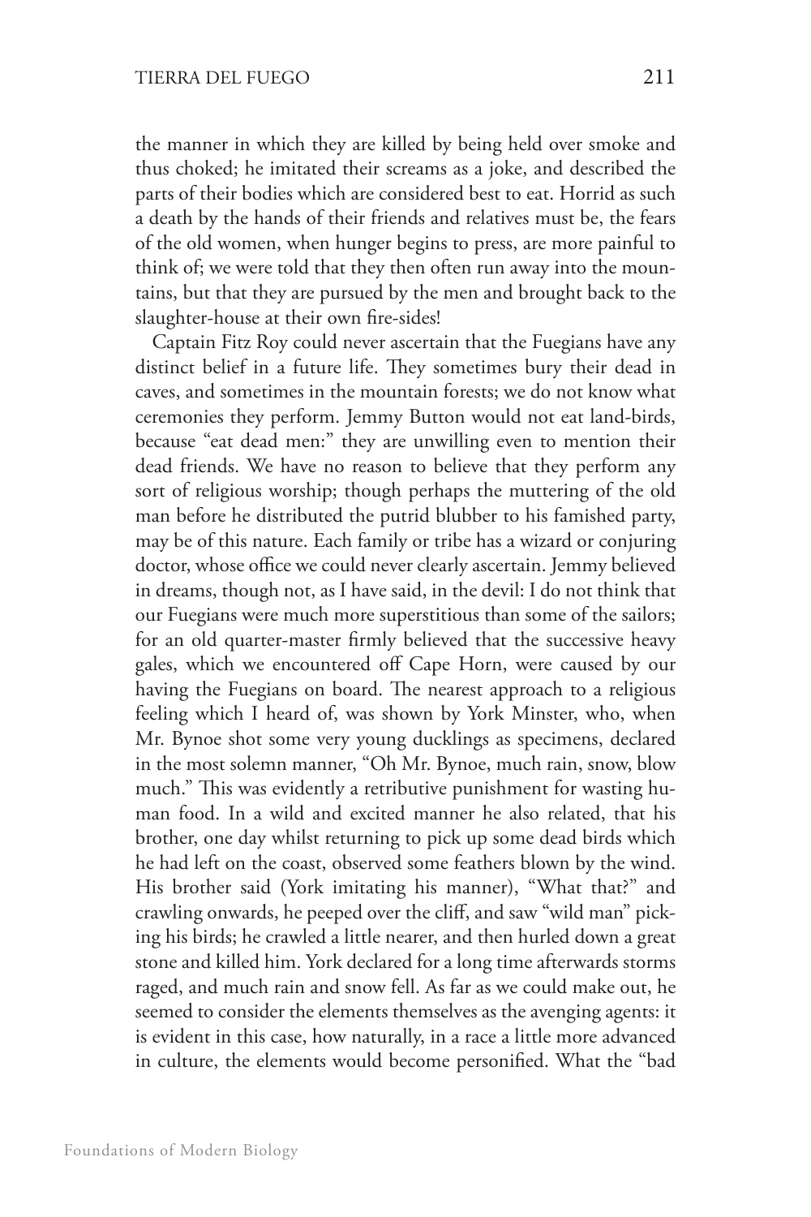the manner in which they are killed by being held over smoke and thus choked; he imitated their screams as a joke, and described the parts of their bodies which are considered best to eat. Horrid as such a death by the hands of their friends and relatives must be, the fears of the old women, when hunger begins to press, are more painful to think of; we were told that they then often run away into the mountains, but that they are pursued by the men and brought back to the slaughter-house at their own fire-sides!

Captain Fitz Roy could never ascertain that the Fuegians have any distinct belief in a future life. They sometimes bury their dead in caves, and sometimes in the mountain forests; we do not know what ceremonies they perform. Jemmy Button would not eat land-birds, because "eat dead men:" they are unwilling even to mention their dead friends. We have no reason to believe that they perform any sort of religious worship; though perhaps the muttering of the old man before he distributed the putrid blubber to his famished party, may be of this nature. Each family or tribe has a wizard or conjuring doctor, whose office we could never clearly ascertain. Jemmy believed in dreams, though not, as I have said, in the devil: I do not think that our Fuegians were much more superstitious than some of the sailors; for an old quarter-master firmly believed that the successive heavy gales, which we encountered off Cape Horn, were caused by our having the Fuegians on board. The nearest approach to a religious feeling which I heard of, was shown by York Minster, who, when Mr. Bynoe shot some very young ducklings as specimens, declared in the most solemn manner, "Oh Mr. Bynoe, much rain, snow, blow much." This was evidently a retributive punishment for wasting human food. In a wild and excited manner he also related, that his brother, one day whilst returning to pick up some dead birds which he had left on the coast, observed some feathers blown by the wind. His brother said (York imitating his manner), "What that?" and crawling onwards, he peeped over the cliff, and saw "wild man" picking his birds; he crawled a little nearer, and then hurled down a great stone and killed him. York declared for a long time afterwards storms raged, and much rain and snow fell. As far as we could make out, he seemed to consider the elements themselves as the avenging agents: it is evident in this case, how naturally, in a race a little more advanced in culture, the elements would become personified. What the "bad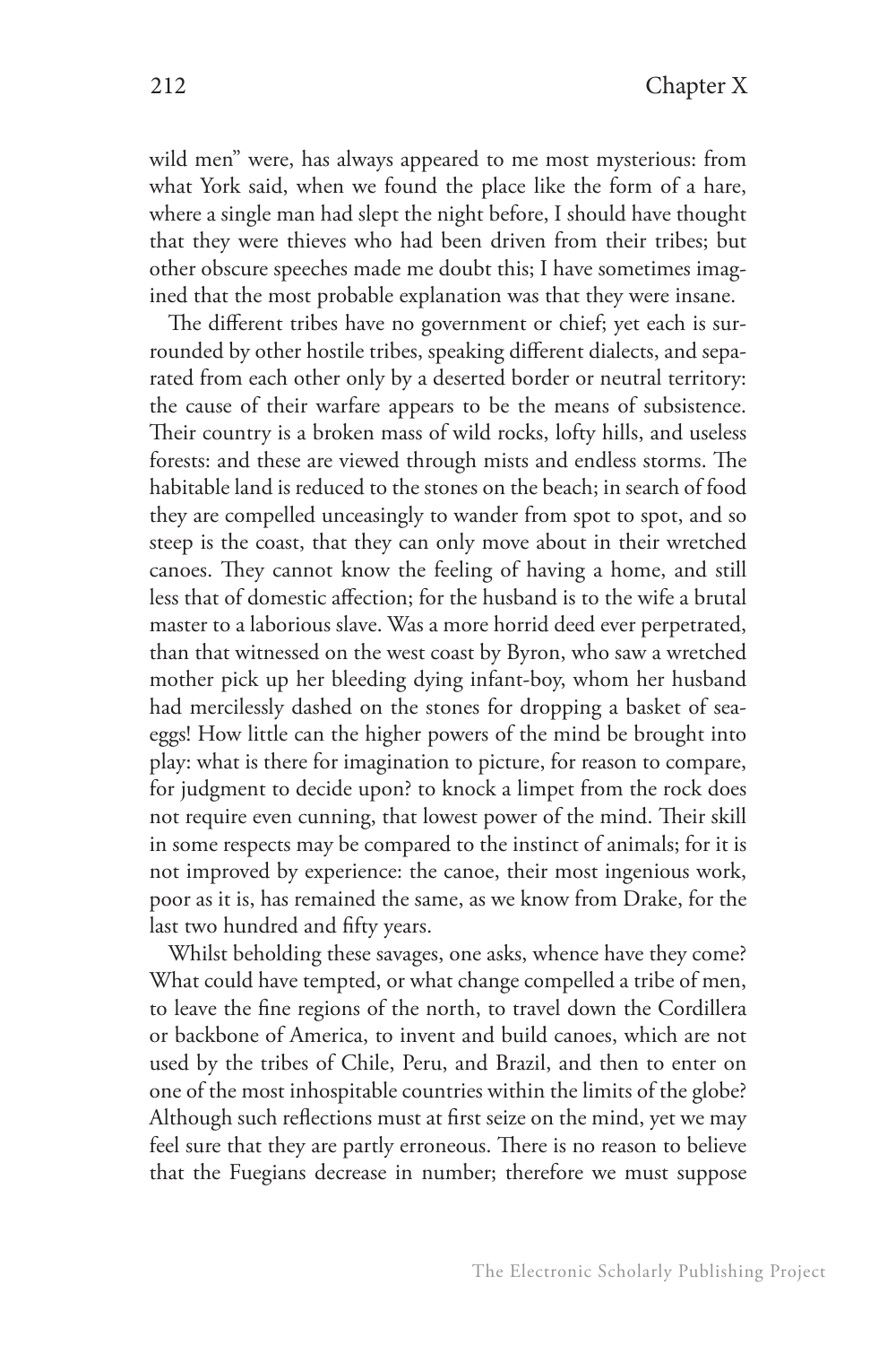wild men" were, has always appeared to me most mysterious: from what York said, when we found the place like the form of a hare, where a single man had slept the night before, I should have thought that they were thieves who had been driven from their tribes; but other obscure speeches made me doubt this; I have sometimes imagined that the most probable explanation was that they were insane.

The different tribes have no government or chief; yet each is surrounded by other hostile tribes, speaking different dialects, and separated from each other only by a deserted border or neutral territory: the cause of their warfare appears to be the means of subsistence. Their country is a broken mass of wild rocks, lofty hills, and useless forests: and these are viewed through mists and endless storms. The habitable land is reduced to the stones on the beach; in search of food they are compelled unceasingly to wander from spot to spot, and so steep is the coast, that they can only move about in their wretched canoes. They cannot know the feeling of having a home, and still less that of domestic affection; for the husband is to the wife a brutal master to a laborious slave. Was a more horrid deed ever perpetrated, than that witnessed on the west coast by Byron, who saw a wretched mother pick up her bleeding dying infant-boy, whom her husband had mercilessly dashed on the stones for dropping a basket of sea-eggs! How little can the higher powers of the mind be brought into play: what is there for imagination to picture, for reason to compare, for judgment to decide upon? to knock a limpet from the rock does not require even cunning, that lowest power of the mind. Their skill in some respects may be compared to the instinct of animals; for it is not improved by experience: the canoe, their most ingenious work, poor as it is, has remained the same, as we know from Drake, for the last two hundred and fifty years.

Whilst beholding these savages, one asks, whence have they come? What could have tempted, or what change compelled a tribe of men, to leave the fine regions of the north, to travel down the Cordillera or backbone of America, to invent and build canoes, which are not used by the tribes of Chile, Peru, and Brazil, and then to enter on one of the most inhospitable countries within the limits of the globe? Although such reflections must at first seize on the mind, yet we may feel sure that they are partly erroneous. There is no reason to believe that the Fuegians decrease in number; therefore we must suppose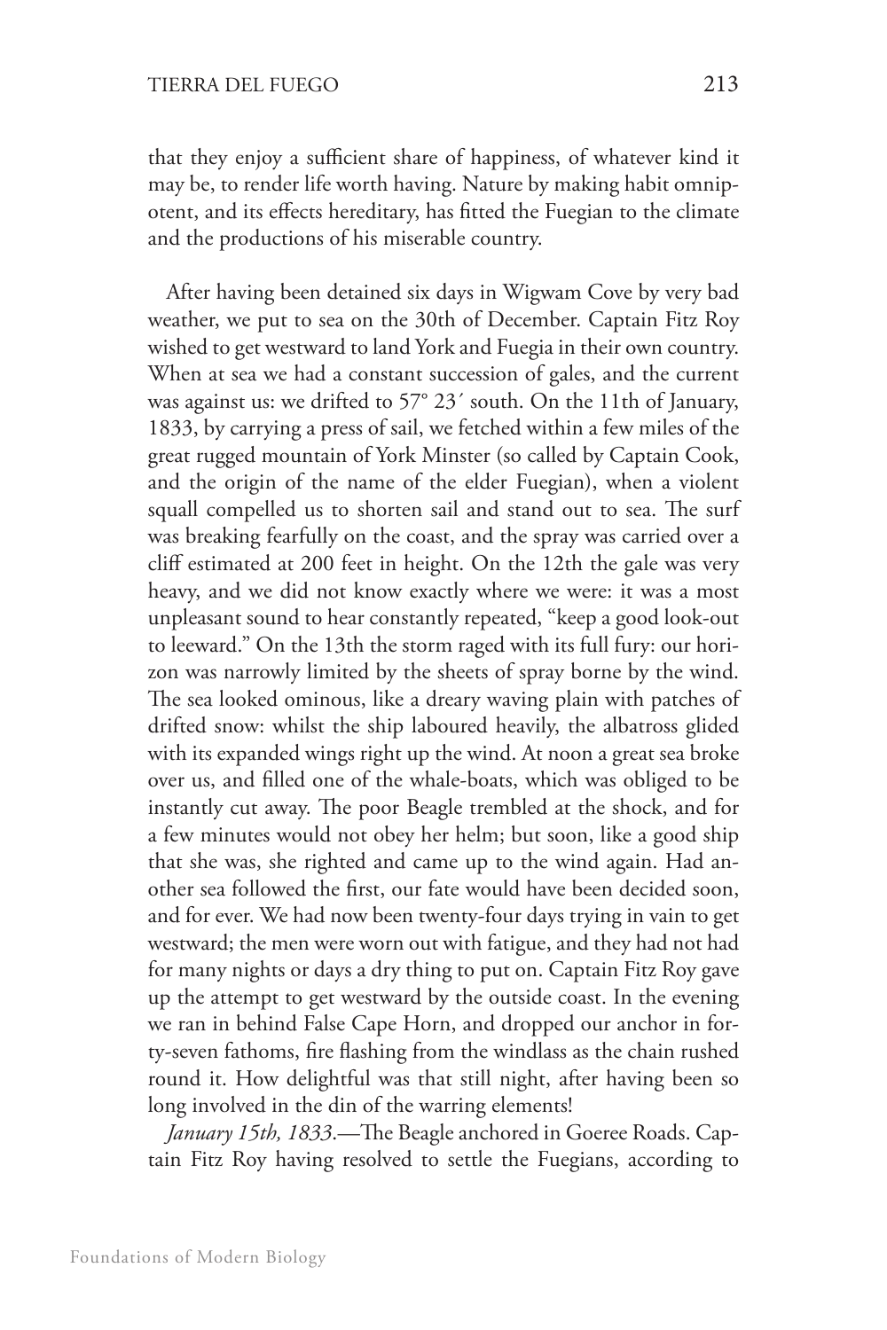that they enjoy a sufficient share of happiness, of whatever kind it may be, to render life worth having. Nature by making habit omnipotent, and its effects hereditary, has fitted the Fuegian to the climate and the productions of his miserable country.

After having been detained six days in Wigwam Cove by very bad weather, we put to sea on the 30th of December. Captain Fitz Roy wished to get westward to land York and Fuegia in their own country. When at sea we had a constant succession of gales, and the current was against us: we drifted to 57° 23´ south. On the 11th of January, 1833, by carrying a press of sail, we fetched within a few miles of the great rugged mountain of York Minster (so called by Captain Cook, and the origin of the name of the elder Fuegian), when a violent squall compelled us to shorten sail and stand out to sea. The surf was breaking fearfully on the coast, and the spray was carried over a cliff estimated at 200 feet in height. On the 12th the gale was very heavy, and we did not know exactly where we were: it was a most unpleasant sound to hear constantly repeated, "keep a good look-out to leeward." On the 13th the storm raged with its full fury: our horizon was narrowly limited by the sheets of spray borne by the wind. The sea looked ominous, like a dreary waving plain with patches of drifted snow: whilst the ship laboured heavily, the albatross glided with its expanded wings right up the wind. At noon a great sea broke over us, and filled one of the whale-boats, which was obliged to be instantly cut away. The poor Beagle trembled at the shock, and for a few minutes would not obey her helm; but soon, like a good ship that she was, she righted and came up to the wind again. Had another sea followed the first, our fate would have been decided soon, and for ever. We had now been twenty-four days trying in vain to get westward; the men were worn out with fatigue, and they had not had for many nights or days a dry thing to put on. Captain Fitz Roy gave up the attempt to get westward by the outside coast. In the evening we ran in behind False Cape Horn, and dropped our anchor in forty-seven fathoms, fire flashing from the windlass as the chain rushed round it. How delightful was that still night, after having been so long involved in the din of the warring elements!

*January 15th, 1833*.—The Beagle anchored in Goeree Roads. Captain Fitz Roy having resolved to settle the Fuegians, according to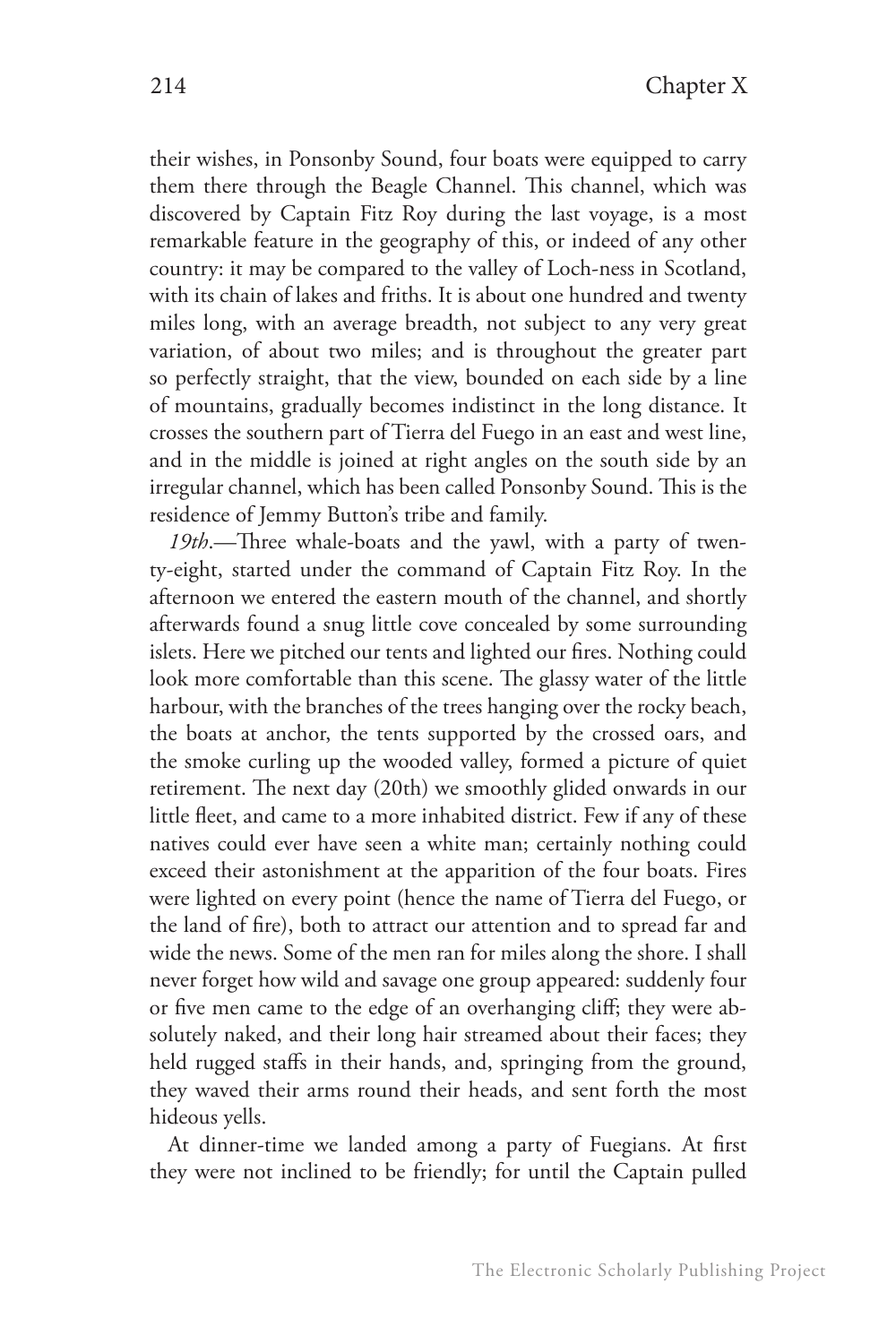their wishes, in Ponsonby Sound, four boats were equipped to carry them there through the Beagle Channel. This channel, which was discovered by Captain Fitz Roy during the last voyage, is a most remarkable feature in the geography of this, or indeed of any other country: it may be compared to the valley of Loch-ness in Scotland, with its chain of lakes and friths. It is about one hundred and twenty miles long, with an average breadth, not subject to any very great variation, of about two miles; and is throughout the greater part so perfectly straight, that the view, bounded on each side by a line of mountains, gradually becomes indistinct in the long distance. It crosses the southern part of Tierra del Fuego in an east and west line, and in the middle is joined at right angles on the south side by an irregular channel, which has been called Ponsonby Sound. This is the residence of Jemmy Button's tribe and family.

*19th*.—Three whale-boats and the yawl, with a party of twenty-eight, started under the command of Captain Fitz Roy. In the afternoon we entered the eastern mouth of the channel, and shortly afterwards found a snug little cove concealed by some surrounding islets. Here we pitched our tents and lighted our fires. Nothing could look more comfortable than this scene. The glassy water of the little harbour, with the branches of the trees hanging over the rocky beach, the boats at anchor, the tents supported by the crossed oars, and the smoke curling up the wooded valley, formed a picture of quiet retirement. The next day (20th) we smoothly glided onwards in our little fleet, and came to a more inhabited district. Few if any of these natives could ever have seen a white man; certainly nothing could exceed their astonishment at the apparition of the four boats. Fires were lighted on every point (hence the name of Tierra del Fuego, or the land of fire), both to attract our attention and to spread far and wide the news. Some of the men ran for miles along the shore. I shall never forget how wild and savage one group appeared: suddenly four or five men came to the edge of an overhanging cliff; they were absolutely naked, and their long hair streamed about their faces; they held rugged staffs in their hands, and, springing from the ground, they waved their arms round their heads, and sent forth the most hideous yells.

At dinner-time we landed among a party of Fuegians. At first they were not inclined to be friendly; for until the Captain pulled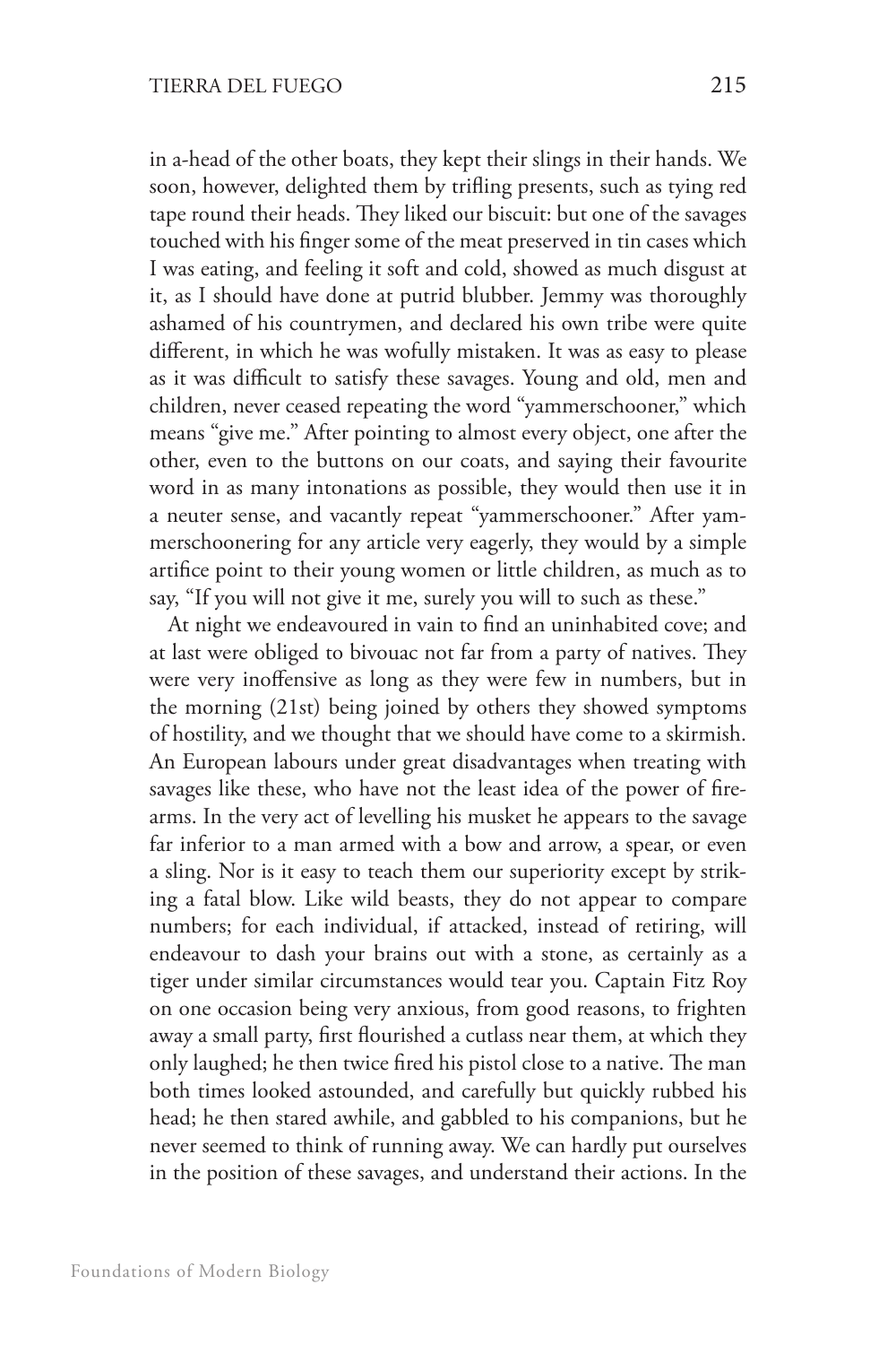in a-head of the other boats, they kept their slings in their hands. We soon, however, delighted them by trifling presents, such as tying red tape round their heads. They liked our biscuit: but one of the savages touched with his finger some of the meat preserved in tin cases which I was eating, and feeling it soft and cold, showed as much disgust at it, as I should have done at putrid blubber. Jemmy was thoroughly ashamed of his countrymen, and declared his own tribe were quite different, in which he was wofully mistaken. It was as easy to please as it was difficult to satisfy these savages. Young and old, men and children, never ceased repeating the word "yammerschooner," which means "give me." After pointing to almost every object, one after the other, even to the buttons on our coats, and saying their favourite word in as many intonations as possible, they would then use it in a neuter sense, and vacantly repeat "yammerschooner." After yammerschoonering for any article very eagerly, they would by a simple artifice point to their young women or little children, as much as to say, "If you will not give it me, surely you will to such as these."

At night we endeavoured in vain to find an uninhabited cove; and at last were obliged to bivouac not far from a party of natives. They were very inoffensive as long as they were few in numbers, but in the morning (21st) being joined by others they showed symptoms of hostility, and we thought that we should have come to a skirmish. An European labours under great disadvantages when treating with savages like these, who have not the least idea of the power of firearms. In the very act of levelling his musket he appears to the savage far inferior to a man armed with a bow and arrow, a spear, or even a sling. Nor is it easy to teach them our superiority except by striking a fatal blow. Like wild beasts, they do not appear to compare numbers; for each individual, if attacked, instead of retiring, will endeavour to dash your brains out with a stone, as certainly as a tiger under similar circumstances would tear you. Captain Fitz Roy on one occasion being very anxious, from good reasons, to frighten away a small party, first flourished a cutlass near them, at which they only laughed; he then twice fired his pistol close to a native. The man both times looked astounded, and carefully but quickly rubbed his head; he then stared awhile, and gabbled to his companions, but he never seemed to think of running away. We can hardly put ourselves in the position of these savages, and understand their actions. In the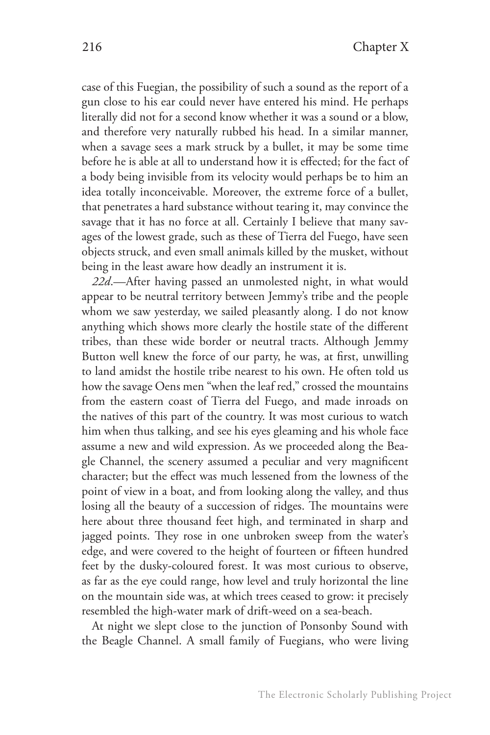case of this Fuegian, the possibility of such a sound as the report of a gun close to his ear could never have entered his mind. He perhaps literally did not for a second know whether it was a sound or a blow, and therefore very naturally rubbed his head. In a similar manner, when a savage sees a mark struck by a bullet, it may be some time before he is able at all to understand how it is effected; for the fact of a body being invisible from its velocity would perhaps be to him an idea totally inconceivable. Moreover, the extreme force of a bullet, that penetrates a hard substance without tearing it, may convince the savage that it has no force at all. Certainly I believe that many savages of the lowest grade, such as these of Tierra del Fuego, have seen objects struck, and even small animals killed by the musket, without being in the least aware how deadly an instrument it is.

*22d*.—After having passed an unmolested night, in what would appear to be neutral territory between Jemmy's tribe and the people whom we saw yesterday, we sailed pleasantly along. I do not know anything which shows more clearly the hostile state of the different tribes, than these wide border or neutral tracts. Although Jemmy Button well knew the force of our party, he was, at first, unwilling to land amidst the hostile tribe nearest to his own. He often told us how the savage Oens men "when the leaf red," crossed the mountains from the eastern coast of Tierra del Fuego, and made inroads on the natives of this part of the country. It was most curious to watch him when thus talking, and see his eyes gleaming and his whole face assume a new and wild expression. As we proceeded along the Beagle Channel, the scenery assumed a peculiar and very magnificent character; but the effect was much lessened from the lowness of the point of view in a boat, and from looking along the valley, and thus losing all the beauty of a succession of ridges. The mountains were here about three thousand feet high, and terminated in sharp and jagged points. They rose in one unbroken sweep from the water's edge, and were covered to the height of fourteen or fifteen hundred feet by the dusky-coloured forest. It was most curious to observe, as far as the eye could range, how level and truly horizontal the line on the mountain side was, at which trees ceased to grow: it precisely resembled the high-water mark of drift-weed on a sea-beach.

At night we slept close to the junction of Ponsonby Sound with the Beagle Channel. A small family of Fuegians, who were living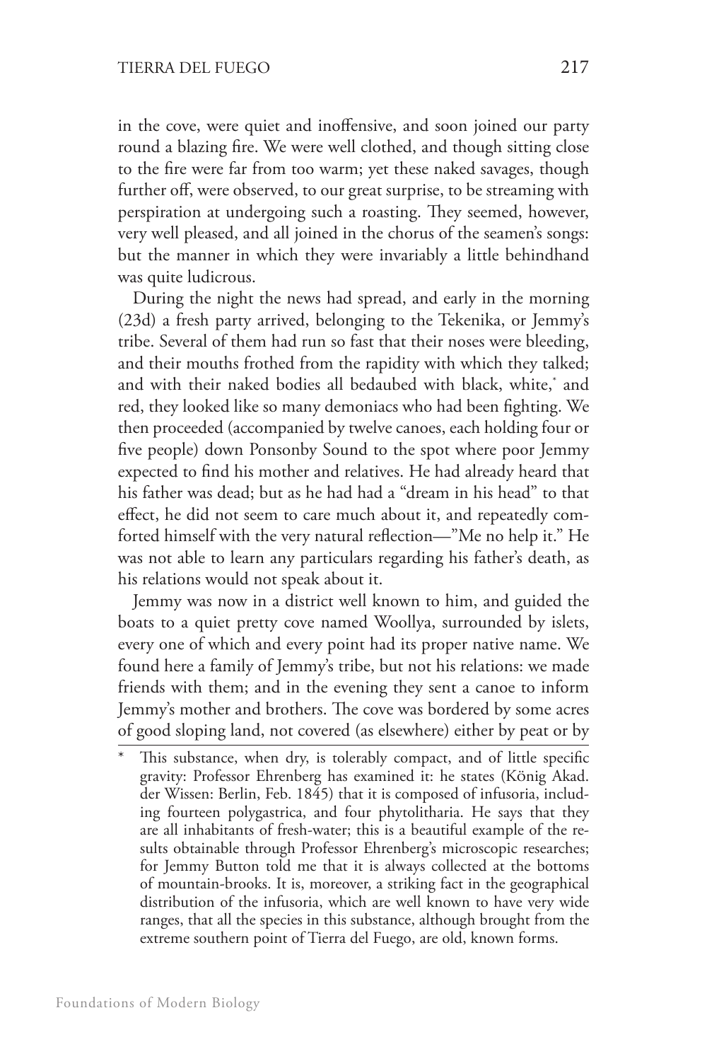in the cove, were quiet and inoffensive, and soon joined our party round a blazing fire. We were well clothed, and though sitting close to the fire were far from too warm; yet these naked savages, though further off, were observed, to our great surprise, to be streaming with perspiration at undergoing such a roasting. They seemed, however, very well pleased, and all joined in the chorus of the seamen's songs: but the manner in which they were invariably a little behindhand was quite ludicrous.

During the night the news had spread, and early in the morning (23d) a fresh party arrived, belonging to the Tekenika, or Jemmy's tribe. Several of them had run so fast that their noses were bleeding, and their mouths frothed from the rapidity with which they talked; and with their naked bodies all bedaubed with black, white,* and red, they looked like so many demoniacs who had been fighting. We then proceeded (accompanied by twelve canoes, each holding four or five people) down Ponsonby Sound to the spot where poor Jemmy expected to find his mother and relatives. He had already heard that his father was dead; but as he had had a "dream in his head" to that effect, he did not seem to care much about it, and repeatedly comforted himself with the very natural reflection—"Me no help it." He was not able to learn any particulars regarding his father's death, as his relations would not speak about it.

Jemmy was now in a district well known to him, and guided the boats to a quiet pretty cove named Woollya, surrounded by islets, every one of which and every point had its proper native name. We found here a family of Jemmy's tribe, but not his relations: we made friends with them; and in the evening they sent a canoe to inform Jemmy's mother and brothers. The cove was bordered by some acres of good sloping land, not covered (as elsewhere) either by peat or by

---

\* This substance, when dry, is tolerably compact, and of little specific gravity: Professor Ehrenberg has examined it: he states (König Akad. der Wissen: Berlin, Feb. 1845) that it is composed of infusoria, including fourteen polygastrica, and four phytolitharia. He says that they are all inhabitants of fresh-water; this is a beautiful example of the results obtainable through Professor Ehrenberg's microscopic researches; for Jemmy Button told me that it is always collected at the bottoms of mountain-brooks. It is, moreover, a striking fact in the geographical distribution of the infusoria, which are well known to have very wide ranges, that all the species in this substance, although brought from the extreme southern point of Tierra del Fuego, are old, known forms.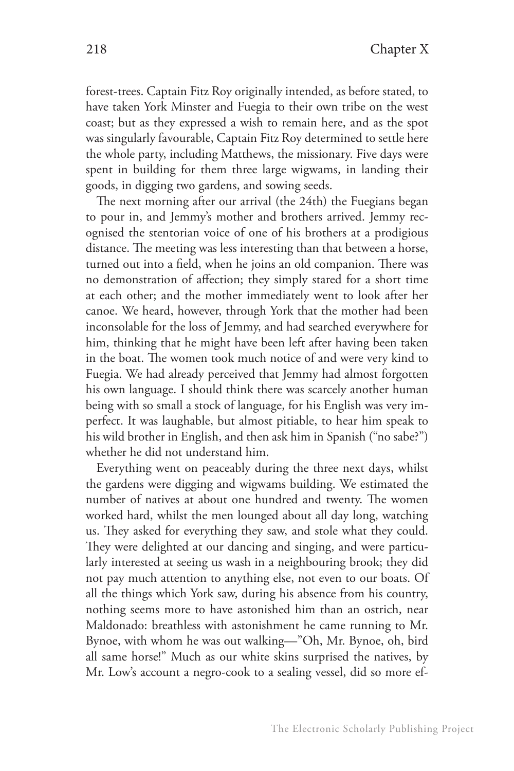forest-trees. Captain Fitz Roy originally intended, as before stated, to have taken York Minster and Fuegia to their own tribe on the west coast; but as they expressed a wish to remain here, and as the spot was singularly favourable, Captain Fitz Roy determined to settle here the whole party, including Matthews, the missionary. Five days were spent in building for them three large wigwams, in landing their goods, in digging two gardens, and sowing seeds.

The next morning after our arrival (the 24th) the Fuegians began to pour in, and Jemmy's mother and brothers arrived. Jemmy recognised the stentorian voice of one of his brothers at a prodigious distance. The meeting was less interesting than that between a horse, turned out into a field, when he joins an old companion. There was no demonstration of affection; they simply stared for a short time at each other; and the mother immediately went to look after her canoe. We heard, however, through York that the mother had been inconsolable for the loss of Jemmy, and had searched everywhere for him, thinking that he might have been left after having been taken in the boat. The women took much notice of and were very kind to Fuegia. We had already perceived that Jemmy had almost forgotten his own language. I should think there was scarcely another human being with so small a stock of language, for his English was very imperfect. It was laughable, but almost pitiable, to hear him speak to his wild brother in English, and then ask him in Spanish ("no sabe?") whether he did not understand him.

Everything went on peaceably during the three next days, whilst the gardens were digging and wigwams building. We estimated the number of natives at about one hundred and twenty. The women worked hard, whilst the men lounged about all day long, watching us. They asked for everything they saw, and stole what they could. They were delighted at our dancing and singing, and were particularly interested at seeing us wash in a neighbouring brook; they did not pay much attention to anything else, not even to our boats. Of all the things which York saw, during his absence from his country, nothing seems more to have astonished him than an ostrich, near Maldonado: breathless with astonishment he came running to Mr. Bynoe, with whom he was out walking—"Oh, Mr. Bynoe, oh, bird all same horse!" Much as our white skins surprised the natives, by Mr. Low's account a negro-cook to a sealing vessel, did so more ef-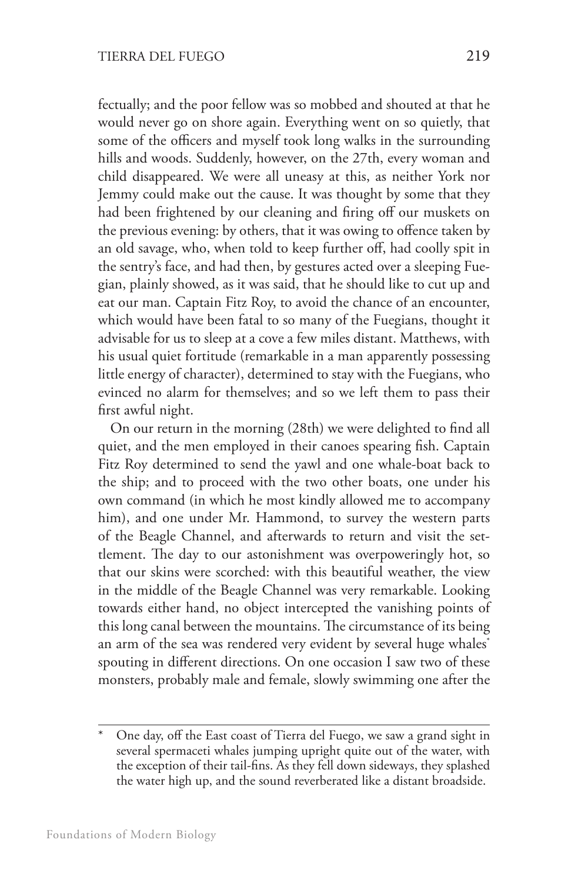fectually; and the poor fellow was so mobbed and shouted at that he would never go on shore again. Everything went on so quietly, that some of the officers and myself took long walks in the surrounding hills and woods. Suddenly, however, on the 27th, every woman and child disappeared. We were all uneasy at this, as neither York nor Jemmy could make out the cause. It was thought by some that they had been frightened by our cleaning and firing off our muskets on the previous evening: by others, that it was owing to offence taken by an old savage, who, when told to keep further off, had coolly spit in the sentry's face, and had then, by gestures acted over a sleeping Fuegian, plainly showed, as it was said, that he should like to cut up and eat our man. Captain Fitz Roy, to avoid the chance of an encounter, which would have been fatal to so many of the Fuegians, thought it advisable for us to sleep at a cove a few miles distant. Matthews, with his usual quiet fortitude (remarkable in a man apparently possessing little energy of character), determined to stay with the Fuegians, who evinced no alarm for themselves; and so we left them to pass their first awful night.

On our return in the morning (28th) we were delighted to find all quiet, and the men employed in their canoes spearing fish. Captain Fitz Roy determined to send the yawl and one whale-boat back to the ship; and to proceed with the two other boats, one under his own command (in which he most kindly allowed me to accompany him), and one under Mr. Hammond, to survey the western parts of the Beagle Channel, and afterwards to return and visit the settlement. The day to our astonishment was overpoweringly hot, so that our skins were scorched: with this beautiful weather, the view in the middle of the Beagle Channel was very remarkable. Looking towards either hand, no object intercepted the vanishing points of this long canal between the mountains. The circumstance of its being an arm of the sea was rendered very evident by several huge whales* spouting in different directions. On one occasion I saw two of these monsters, probably male and female, slowly swimming one after the

---

\* One day, off the East coast of Tierra del Fuego, we saw a grand sight in several spermaceti whales jumping upright quite out of the water, with the exception of their tail-fins. As they fell down sideways, they splashed the water high up, and the sound reverberated like a distant broadside.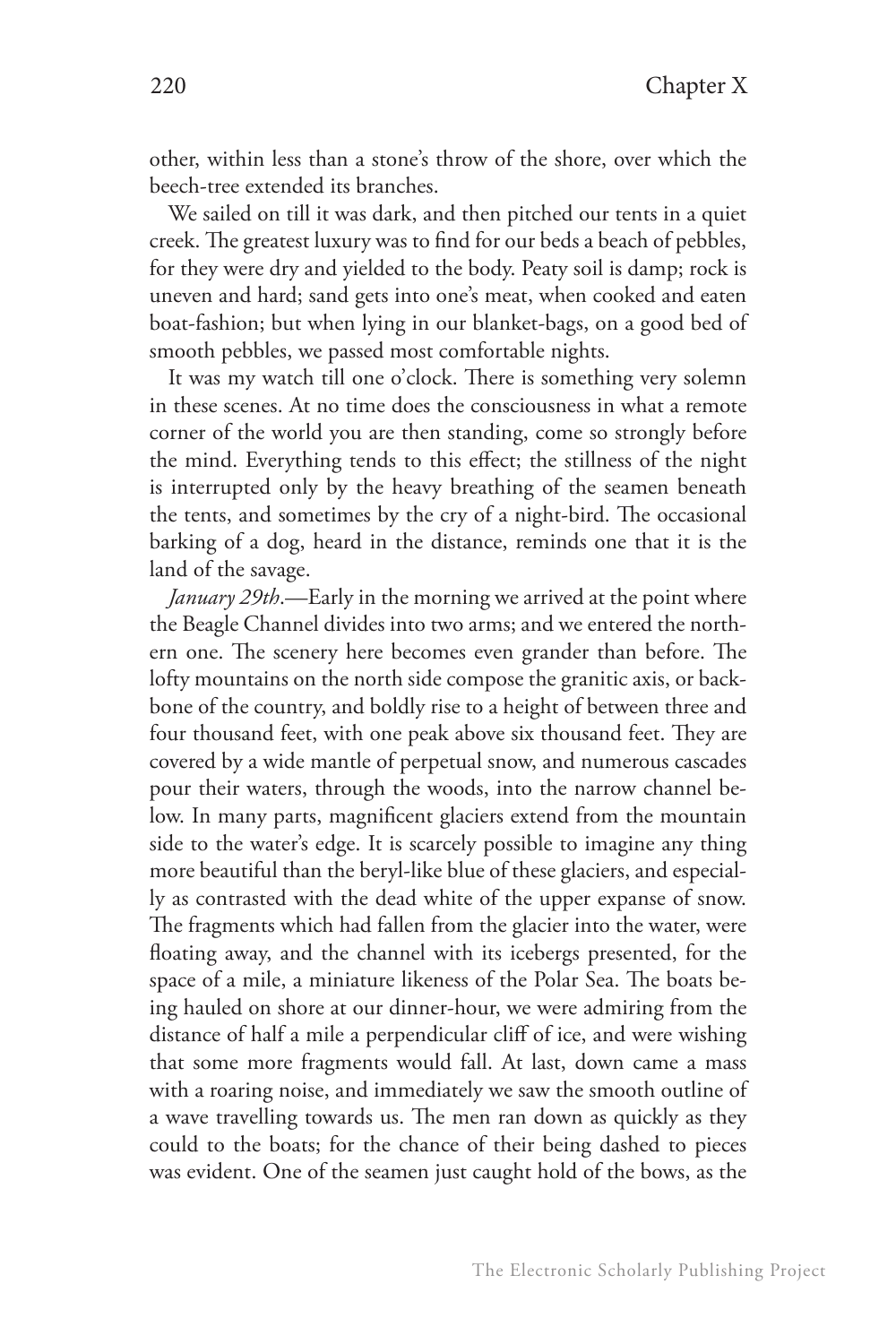other, within less than a stone's throw of the shore, over which the beech-tree extended its branches.

We sailed on till it was dark, and then pitched our tents in a quiet creek. The greatest luxury was to find for our beds a beach of pebbles, for they were dry and yielded to the body. Peaty soil is damp; rock is uneven and hard; sand gets into one's meat, when cooked and eaten boat-fashion; but when lying in our blanket-bags, on a good bed of smooth pebbles, we passed most comfortable nights.

It was my watch till one o'clock. There is something very solemn in these scenes. At no time does the consciousness in what a remote corner of the world you are then standing, come so strongly before the mind. Everything tends to this effect; the stillness of the night is interrupted only by the heavy breathing of the seamen beneath the tents, and sometimes by the cry of a night-bird. The occasional barking of a dog, heard in the distance, reminds one that it is the land of the savage.

*January 29th*.—Early in the morning we arrived at the point where the Beagle Channel divides into two arms; and we entered the northern one. The scenery here becomes even grander than before. The lofty mountains on the north side compose the granitic axis, or backbone of the country, and boldly rise to a height of between three and four thousand feet, with one peak above six thousand feet. They are covered by a wide mantle of perpetual snow, and numerous cascades pour their waters, through the woods, into the narrow channel below. In many parts, magnificent glaciers extend from the mountain side to the water's edge. It is scarcely possible to imagine any thing more beautiful than the beryl-like blue of these glaciers, and especially as contrasted with the dead white of the upper expanse of snow. The fragments which had fallen from the glacier into the water, were floating away, and the channel with its icebergs presented, for the space of a mile, a miniature likeness of the Polar Sea. The boats being hauled on shore at our dinner-hour, we were admiring from the distance of half a mile a perpendicular cliff of ice, and were wishing that some more fragments would fall. At last, down came a mass with a roaring noise, and immediately we saw the smooth outline of a wave travelling towards us. The men ran down as quickly as they could to the boats; for the chance of their being dashed to pieces was evident. One of the seamen just caught hold of the bows, as the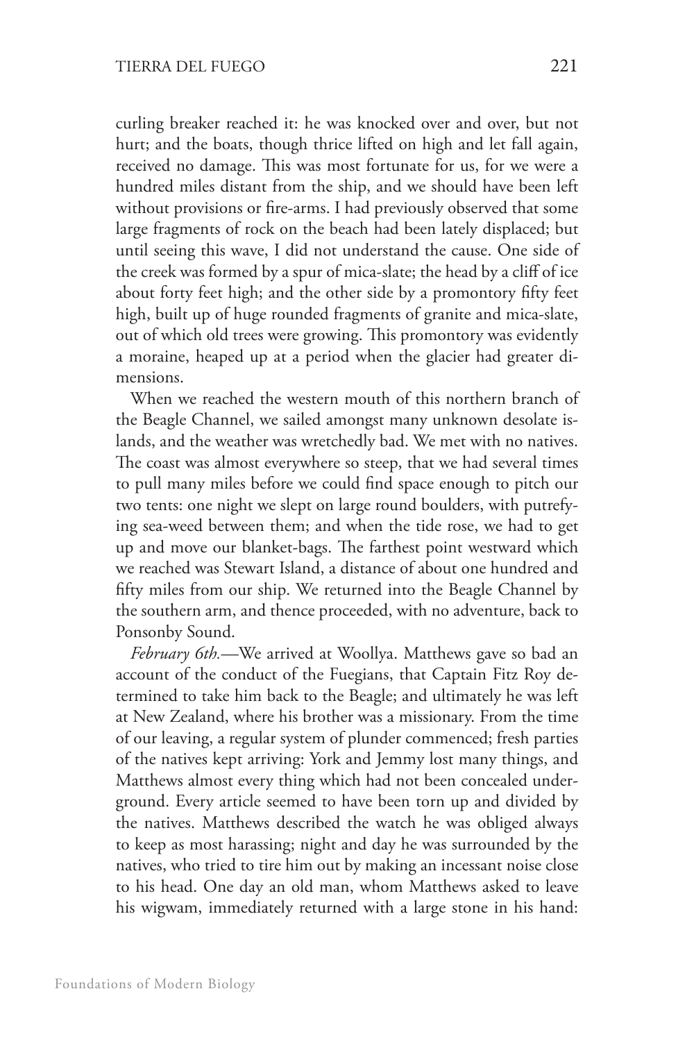curling breaker reached it: he was knocked over and over, but not hurt; and the boats, though thrice lifted on high and let fall again, received no damage. This was most fortunate for us, for we were a hundred miles distant from the ship, and we should have been left without provisions or fire-arms. I had previously observed that some large fragments of rock on the beach had been lately displaced; but until seeing this wave, I did not understand the cause. One side of the creek was formed by a spur of mica-slate; the head by a cliff of ice about forty feet high; and the other side by a promontory fifty feet high, built up of huge rounded fragments of granite and mica-slate, out of which old trees were growing. This promontory was evidently a moraine, heaped up at a period when the glacier had greater dimensions.

When we reached the western mouth of this northern branch of the Beagle Channel, we sailed amongst many unknown desolate islands, and the weather was wretchedly bad. We met with no natives. The coast was almost everywhere so steep, that we had several times to pull many miles before we could find space enough to pitch our two tents: one night we slept on large round boulders, with putrefying sea-weed between them; and when the tide rose, we had to get up and move our blanket-bags. The farthest point westward which we reached was Stewart Island, a distance of about one hundred and fifty miles from our ship. We returned into the Beagle Channel by the southern arm, and thence proceeded, with no adventure, back to Ponsonby Sound.

*February 6th.*—We arrived at Woollya. Matthews gave so bad an account of the conduct of the Fuegians, that Captain Fitz Roy determined to take him back to the Beagle; and ultimately he was left at New Zealand, where his brother was a missionary. From the time of our leaving, a regular system of plunder commenced; fresh parties of the natives kept arriving: York and Jemmy lost many things, and Matthews almost every thing which had not been concealed underground. Every article seemed to have been torn up and divided by the natives. Matthews described the watch he was obliged always to keep as most harassing; night and day he was surrounded by the natives, who tried to tire him out by making an incessant noise close to his head. One day an old man, whom Matthews asked to leave his wigwam, immediately returned with a large stone in his hand: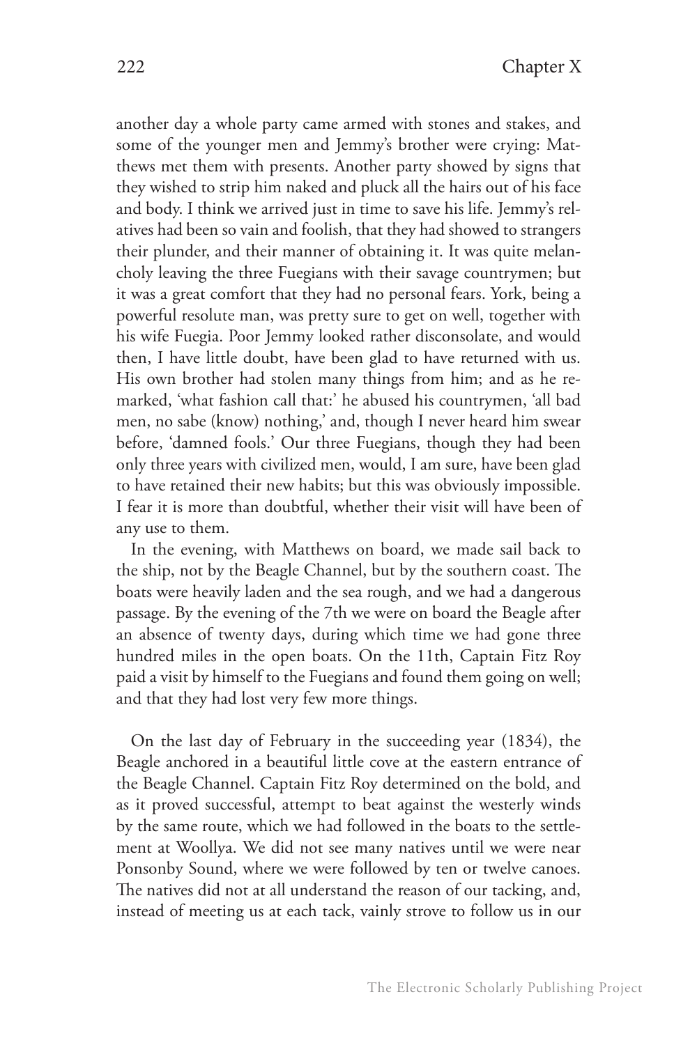another day a whole party came armed with stones and stakes, and some of the younger men and Jemmy's brother were crying: Matthews met them with presents. Another party showed by signs that they wished to strip him naked and pluck all the hairs out of his face and body. I think we arrived just in time to save his life. Jemmy's relatives had been so vain and foolish, that they had showed to strangers their plunder, and their manner of obtaining it. It was quite melancholy leaving the three Fuegians with their savage countrymen; but it was a great comfort that they had no personal fears. York, being a powerful resolute man, was pretty sure to get on well, together with his wife Fuegia. Poor Jemmy looked rather disconsolate, and would then, I have little doubt, have been glad to have returned with us. His own brother had stolen many things from him; and as he remarked, 'what fashion call that:' he abused his countrymen, 'all bad men, no sabe (know) nothing,' and, though I never heard him swear before, 'damned fools.' Our three Fuegians, though they had been only three years with civilized men, would, I am sure, have been glad to have retained their new habits; but this was obviously impossible. I fear it is more than doubtful, whether their visit will have been of any use to them.

In the evening, with Matthews on board, we made sail back to the ship, not by the Beagle Channel, but by the southern coast. The boats were heavily laden and the sea rough, and we had a dangerous passage. By the evening of the 7th we were on board the Beagle after an absence of twenty days, during which time we had gone three hundred miles in the open boats. On the 11th, Captain Fitz Roy paid a visit by himself to the Fuegians and found them going on well; and that they had lost very few more things.

On the last day of February in the succeeding year (1834), the Beagle anchored in a beautiful little cove at the eastern entrance of the Beagle Channel. Captain Fitz Roy determined on the bold, and as it proved successful, attempt to beat against the westerly winds by the same route, which we had followed in the boats to the settlement at Woollya. We did not see many natives until we were near Ponsonby Sound, where we were followed by ten or twelve canoes. The natives did not at all understand the reason of our tacking, and, instead of meeting us at each tack, vainly strove to follow us in our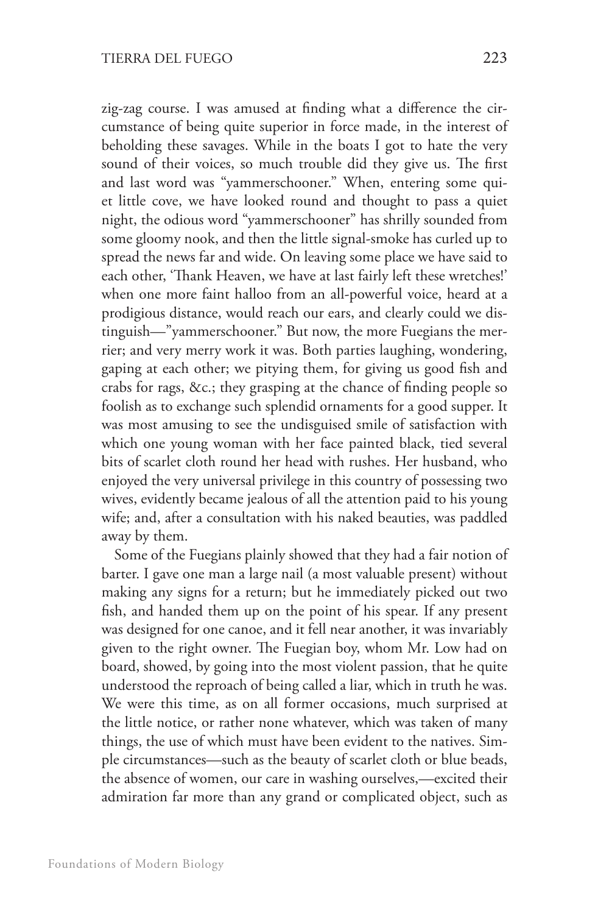zig-zag course. I was amused at finding what a difference the circumstance of being quite superior in force made, in the interest of beholding these savages. While in the boats I got to hate the very sound of their voices, so much trouble did they give us. The first and last word was "yammerschooner." When, entering some quiet little cove, we have looked round and thought to pass a quiet night, the odious word "yammerschooner" has shrilly sounded from some gloomy nook, and then the little signal-smoke has curled up to spread the news far and wide. On leaving some place we have said to each other, 'Thank Heaven, we have at last fairly left these wretches!' when one more faint halloo from an all-powerful voice, heard at a prodigious distance, would reach our ears, and clearly could we distinguish—"yammerschooner." But now, the more Fuegians the merrier; and very merry work it was. Both parties laughing, wondering, gaping at each other; we pitying them, for giving us good fish and crabs for rags, &c.; they grasping at the chance of finding people so foolish as to exchange such splendid ornaments for a good supper. It was most amusing to see the undisguised smile of satisfaction with which one young woman with her face painted black, tied several bits of scarlet cloth round her head with rushes. Her husband, who enjoyed the very universal privilege in this country of possessing two wives, evidently became jealous of all the attention paid to his young wife; and, after a consultation with his naked beauties, was paddled away by them.

Some of the Fuegians plainly showed that they had a fair notion of barter. I gave one man a large nail (a most valuable present) without making any signs for a return; but he immediately picked out two fish, and handed them up on the point of his spear. If any present was designed for one canoe, and it fell near another, it was invariably given to the right owner. The Fuegian boy, whom Mr. Low had on board, showed, by going into the most violent passion, that he quite understood the reproach of being called a liar, which in truth he was. We were this time, as on all former occasions, much surprised at the little notice, or rather none whatever, which was taken of many things, the use of which must have been evident to the natives. Simple circumstances—such as the beauty of scarlet cloth or blue beads, the absence of women, our care in washing ourselves,—excited their admiration far more than any grand or complicated object, such as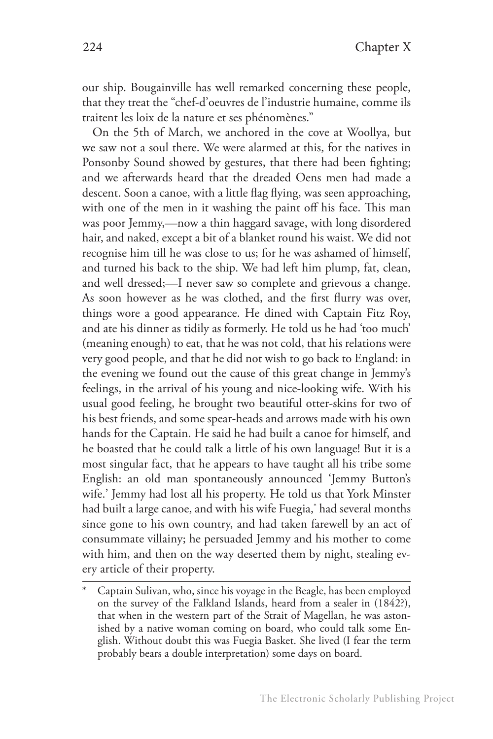our ship. Bougainville has well remarked concerning these people, that they treat the "chef-d'oeuvres de l'industrie humaine, comme ils traitent les loix de la nature et ses phénomènes."

On the 5th of March, we anchored in the cove at Woollya, but we saw not a soul there. We were alarmed at this, for the natives in Ponsonby Sound showed by gestures, that there had been fighting; and we afterwards heard that the dreaded Oens men had made a descent. Soon a canoe, with a little flag flying, was seen approaching, with one of the men in it washing the paint off his face. This man was poor Jemmy,—now a thin haggard savage, with long disordered hair, and naked, except a bit of a blanket round his waist. We did not recognise him till he was close to us; for he was ashamed of himself, and turned his back to the ship. We had left him plump, fat, clean, and well dressed;—I never saw so complete and grievous a change. As soon however as he was clothed, and the first flurry was over, things wore a good appearance. He dined with Captain Fitz Roy, and ate his dinner as tidily as formerly. He told us he had 'too much' (meaning enough) to eat, that he was not cold, that his relations were very good people, and that he did not wish to go back to England: in the evening we found out the cause of this great change in Jemmy's feelings, in the arrival of his young and nice-looking wife. With his usual good feeling, he brought two beautiful otter-skins for two of his best friends, and some spear-heads and arrows made with his own hands for the Captain. He said he had built a canoe for himself, and he boasted that he could talk a little of his own language! But it is a most singular fact, that he appears to have taught all his tribe some English: an old man spontaneously announced 'Jemmy Button's wife.' Jemmy had lost all his property. He told us that York Minster had built a large canoe, and with his wife Fuegia,* had several months since gone to his own country, and had taken farewell by an act of consummate villainy; he persuaded Jemmy and his mother to come with him, and then on the way deserted them by night, stealing every article of their property.

---

\* Captain Sulivan, who, since his voyage in the Beagle, has been employed on the survey of the Falkland Islands, heard from a sealer in (1842?), that when in the western part of the Strait of Magellan, he was astonished by a native woman coming on board, who could talk some English. Without doubt this was Fuegia Basket. She lived (I fear the term probably bears a double interpretation) some days on board.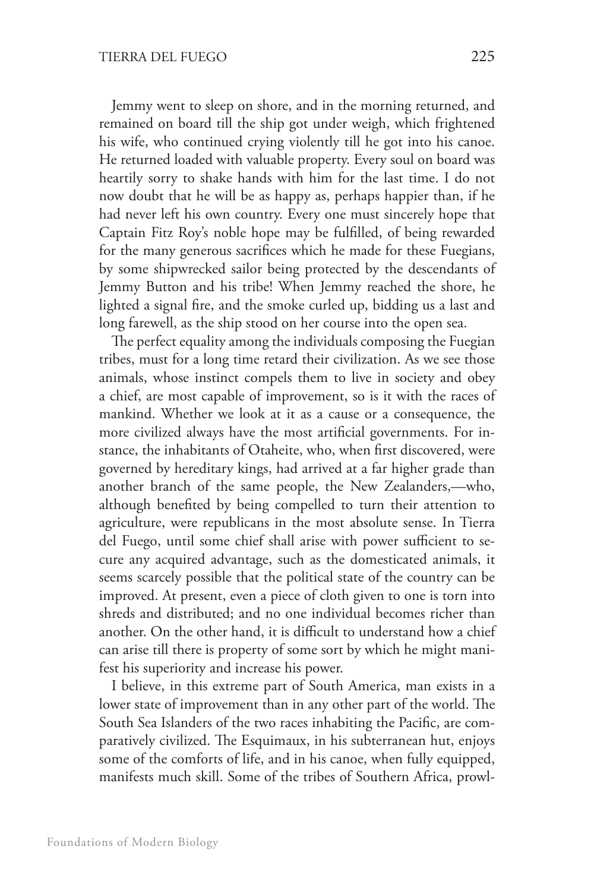Jemmy went to sleep on shore, and in the morning returned, and remained on board till the ship got under weigh, which frightened his wife, who continued crying violently till he got into his canoe. He returned loaded with valuable property. Every soul on board was heartily sorry to shake hands with him for the last time. I do not now doubt that he will be as happy as, perhaps happier than, if he had never left his own country. Every one must sincerely hope that Captain Fitz Roy's noble hope may be fulfilled, of being rewarded for the many generous sacrifices which he made for these Fuegians, by some shipwrecked sailor being protected by the descendants of Jemmy Button and his tribe! When Jemmy reached the shore, he lighted a signal fire, and the smoke curled up, bidding us a last and long farewell, as the ship stood on her course into the open sea.

The perfect equality among the individuals composing the Fuegian tribes, must for a long time retard their civilization. As we see those animals, whose instinct compels them to live in society and obey a chief, are most capable of improvement, so is it with the races of mankind. Whether we look at it as a cause or a consequence, the more civilized always have the most artificial governments. For instance, the inhabitants of Otaheite, who, when first discovered, were governed by hereditary kings, had arrived at a far higher grade than another branch of the same people, the New Zealanders,—who, although benefited by being compelled to turn their attention to agriculture, were republicans in the most absolute sense. In Tierra del Fuego, until some chief shall arise with power sufficient to secure any acquired advantage, such as the domesticated animals, it seems scarcely possible that the political state of the country can be improved. At present, even a piece of cloth given to one is torn into shreds and distributed; and no one individual becomes richer than another. On the other hand, it is difficult to understand how a chief can arise till there is property of some sort by which he might manifest his superiority and increase his power.

I believe, in this extreme part of South America, man exists in a lower state of improvement than in any other part of the world. The South Sea Islanders of the two races inhabiting the Pacific, are comparatively civilized. The Esquimaux, in his subterranean hut, enjoys some of the comforts of life, and in his canoe, when fully equipped, manifests much skill. Some of the tribes of Southern Africa, prowl-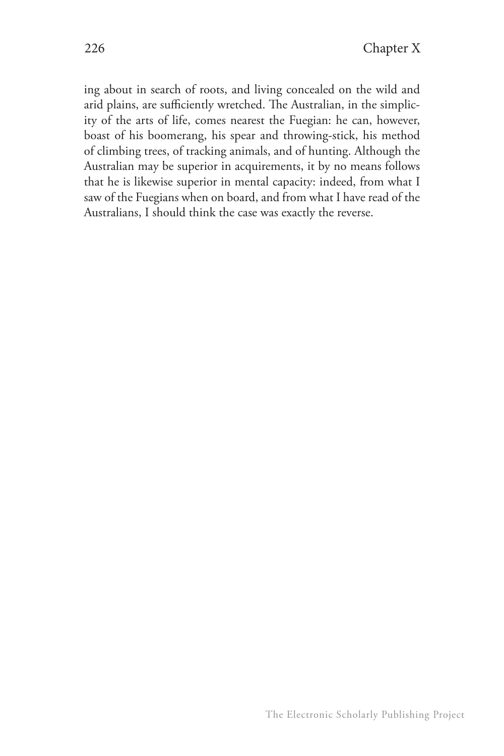ing about in search of roots, and living concealed on the wild and arid plains, are sufficiently wretched. The Australian, in the simplicity of the arts of life, comes nearest the Fuegian: he can, however, boast of his boomerang, his spear and throwing-stick, his method of climbing trees, of tracking animals, and of hunting. Although the Australian may be superior in acquirements, it by no means follows that he is likewise superior in mental capacity: indeed, from what I saw of the Fuegians when on board, and from what I have read of the Australians, I should think the case was exactly the reverse.